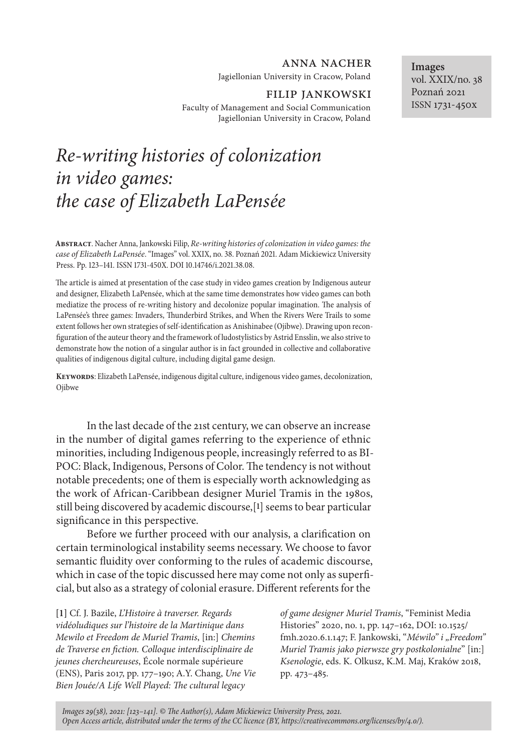**Anna Nacher**
Jagiellonian University in Cracow, Poland

**Filip Jankowski**
Faculty of Management and Social Communication
Jagiellonian University in Cracow, Poland

**Images**
vol. XXIX/no. 38
Poznań 2021
ISSN 1731-450x

# *Re-writing histories of colonization in video games: the case of Elizabeth LaPensée*

**Abstract**. Nacher Anna, Jankowski Filip, *Re-writing histories of colonization in video games: the case of Elizabeth LaPensée*. "Images" vol. XXIX, no. 38. Poznań 2021. Adam Mickiewicz University Press. Pp. 123–141. ISSN 1731-450X. DOI 10.14746/i.2021.38.08.

The article is aimed at presentation of the case study in video games creation by Indigenous auteur and designer, Elizabeth LaPensée, which at the same time demonstrates how video games can both mediatize the process of re-writing history and decolonize popular imagination. The analysis of LaPensée's three games: Invaders, Thunderbird Strikes, and When the Rivers Were Trails to some extent follows her own strategies of self-identification as Anishinabee (Ojibwe). Drawing upon reconfiguration of the auteur theory and the framework of ludostylistics by Astrid Ensslin, we also strive to demonstrate how the notion of a singular author is in fact grounded in collective and collaborative qualities of indigenous digital culture, including digital game design.

**Keywords**: Elizabeth LaPensée, indigenous digital culture, indigenous video games, decolonization, Ojibwe

In the last decade of the 21st century, we can observe an increase in the number of digital games referring to the experience of ethnic minorities, including Indigenous people, increasingly referred to as BIPOC: Black, Indigenous, Persons of Color. The tendency is not without notable precedents; one of them is especially worth acknowledging as the work of African-Caribbean designer Muriel Tramis in the 1980s, still being discovered by academic discourse,[1] seems to bear particular significance in this perspective.

Before we further proceed with our analysis, a clarification on certain terminological instability seems necessary. We choose to favor semantic fluidity over conforming to the rules of academic discourse, which in case of the topic discussed here may come not only as superficial, but also as a strategy of colonial erasure. Different referents for the

[1] Cf. J. Bazile, *L'Histoire à traverser. Regards vidéoludiques sur l'histoire de la Martinique dans Mewilo et Freedom de Muriel Tramis*, [in:] *Chemins de Traverse en fiction. Colloque interdisciplinaire de jeunes chercheureuses*, École normale supérieure (ENS), Paris 2017, pp. 177–190; A.Y. Chang, *Une Vie Bien Jouée/A Life Well Played: The cultural legacy of game designer Muriel Tramis*, "Feminist Media Histories" 2020, no. 1, pp. 147–162, DOI: 10.1525/fmh.2020.6.1.147; F. Jankowski, "*Méwilo*" *i „Freedom" Muriel Tramis jako pierwsze gry postkolonialne*" [in:] *Ksenologie*, eds. K. Olkusz, K.M. Maj, Kraków 2018, pp. 473–485.

*Images 29(38), 2021: [123–141]. © The Author(s), Adam Mickiewicz University Press, 2021. Open Access article, distributed under the terms of the CC licence (BY, https://creativecommons.org/licenses/by/4.0/).*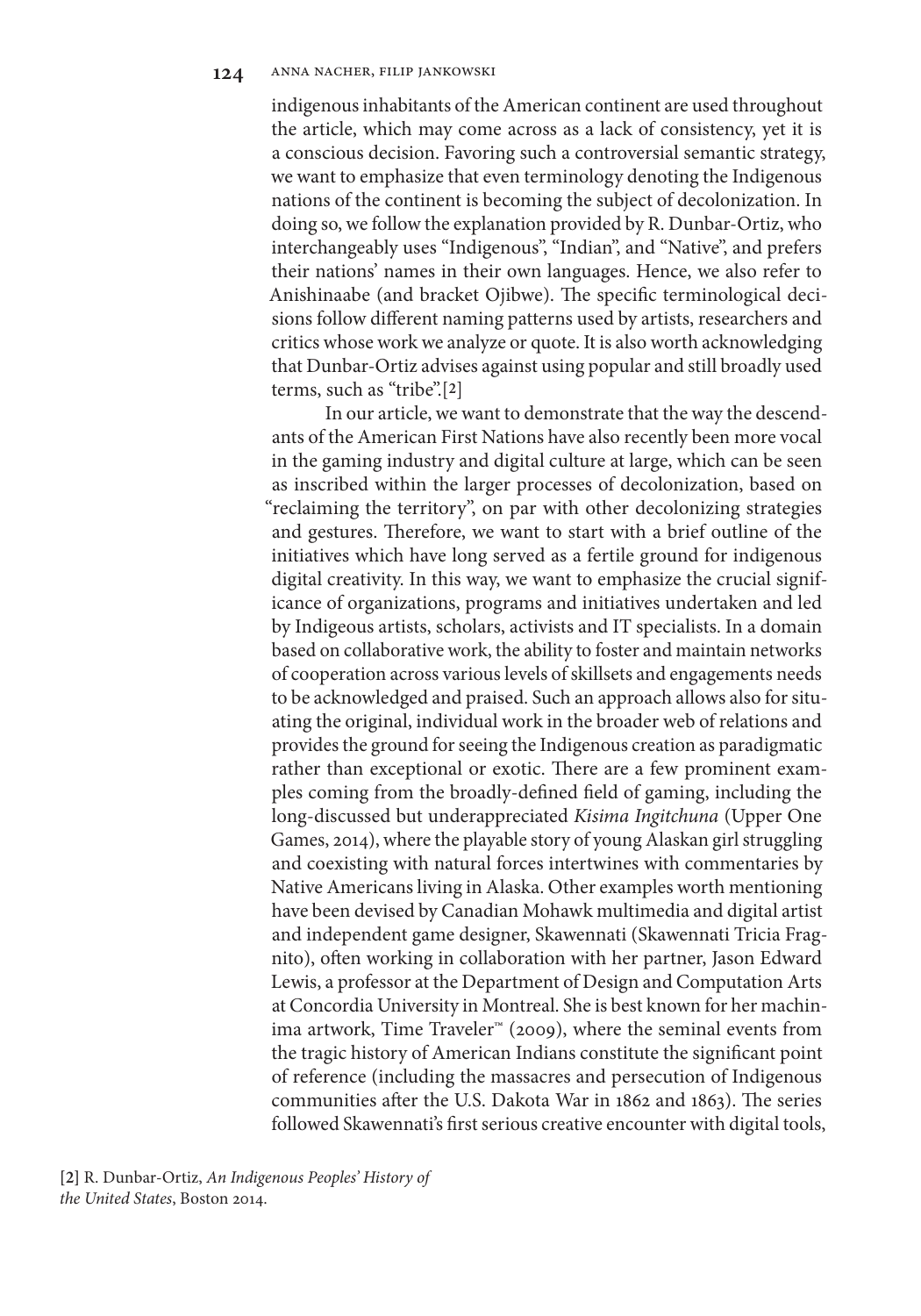indigenous inhabitants of the American continent are used throughout the article, which may come across as a lack of consistency, yet it is a conscious decision. Favoring such a controversial semantic strategy, we want to emphasize that even terminology denoting the Indigenous nations of the continent is becoming the subject of decolonization. In doing so, we follow the explanation provided by R. Dunbar-Ortiz, who interchangeably uses "Indigenous", "Indian", and "Native", and prefers their nations' names in their own languages. Hence, we also refer to Anishinaabe (and bracket Ojibwe). The specific terminological decisions follow different naming patterns used by artists, researchers and critics whose work we analyze or quote. It is also worth acknowledging that Dunbar-Ortiz advises against using popular and still broadly used terms, such as "tribe".[2]

In our article, we want to demonstrate that the way the descendants of the American First Nations have also recently been more vocal in the gaming industry and digital culture at large, which can be seen as inscribed within the larger processes of decolonization, based on "reclaiming the territory", on par with other decolonizing strategies and gestures. Therefore, we want to start with a brief outline of the initiatives which have long served as a fertile ground for indigenous digital creativity. In this way, we want to emphasize the crucial significance of organizations, programs and initiatives undertaken and led by Indigeous artists, scholars, activists and IT specialists. In a domain based on collaborative work, the ability to foster and maintain networks of cooperation across various levels of skillsets and engagements needs to be acknowledged and praised. Such an approach allows also for situating the original, individual work in the broader web of relations and provides the ground for seeing the Indigenous creation as paradigmatic rather than exceptional or exotic. There are a few prominent examples coming from the broadly-defined field of gaming, including the long-discussed but underappreciated *Kisima Ingitchuna* (Upper One Games, 2014), where the playable story of young Alaskan girl struggling and coexisting with natural forces intertwines with commentaries by Native Americans living in Alaska. Other examples worth mentioning have been devised by Canadian Mohawk multimedia and digital artist and independent game designer, Skawennati (Skawennati Tricia Fragnito), often working in collaboration with her partner, Jason Edward Lewis, a professor at the Department of Design and Computation Arts at Concordia University in Montreal. She is best known for her machinima artwork, Time Traveler™ (2009), where the seminal events from the tragic history of American Indians constitute the significant point of reference (including the massacres and persecution of Indigenous communities after the U.S. Dakota War in 1862 and 1863). The series followed Skawennati's first serious creative encounter with digital tools,

[2] R. Dunbar-Ortiz, *An Indigenous Peoples' History of the United States*, Boston 2014.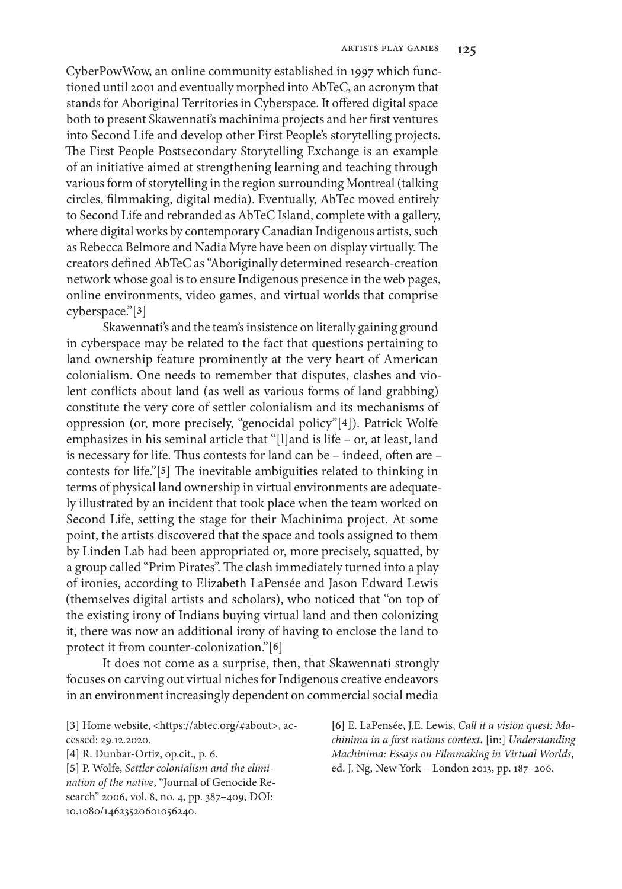CyberPowWow, an online community established in 1997 which functioned until 2001 and eventually morphed into AbTeC, an acronym that stands for Aboriginal Territories in Cyberspace. It offered digital space both to present Skawennati's machinima projects and her first ventures into Second Life and develop other First People's storytelling projects. The First People Postsecondary Storytelling Exchange is an example of an initiative aimed at strengthening learning and teaching through various form of storytelling in the region surrounding Montreal (talking circles, filmmaking, digital media). Eventually, AbTec moved entirely to Second Life and rebranded as AbTeC Island, complete with a gallery, where digital works by contemporary Canadian Indigenous artists, such as Rebecca Belmore and Nadia Myre have been on display virtually. The creators defined AbTeC as "Aboriginally determined research-creation network whose goal is to ensure Indigenous presence in the web pages, online environments, video games, and virtual worlds that comprise cyberspace."[3]

Skawennati's and the team's insistence on literally gaining ground in cyberspace may be related to the fact that questions pertaining to land ownership feature prominently at the very heart of American colonialism. One needs to remember that disputes, clashes and violent conflicts about land (as well as various forms of land grabbing) constitute the very core of settler colonialism and its mechanisms of oppression (or, more precisely, "genocidal policy"[4]). Patrick Wolfe emphasizes in his seminal article that "[l]and is life – or, at least, land is necessary for life. Thus contests for land can be – indeed, often are – contests for life."[5] The inevitable ambiguities related to thinking in terms of physical land ownership in virtual environments are adequately illustrated by an incident that took place when the team worked on Second Life, setting the stage for their Machinima project. At some point, the artists discovered that the space and tools assigned to them by Linden Lab had been appropriated or, more precisely, squatted, by a group called "Prim Pirates". The clash immediately turned into a play of ironies, according to Elizabeth LaPensée and Jason Edward Lewis (themselves digital artists and scholars), who noticed that "on top of the existing irony of Indians buying virtual land and then colonizing it, there was now an additional irony of having to enclose the land to protect it from counter-colonization."[6]

It does not come as a surprise, then, that Skawennati strongly focuses on carving out virtual niches for Indigenous creative endeavors in an environment increasingly dependent on commercial social media

[3] Home website, <https://abtec.org/#about>, accessed: 29.12.2020.

[4] R. Dunbar-Ortiz, op.cit., p. 6.

[5] P. Wolfe, *Settler colonialism and the elimination of the native*, "Journal of Genocide Research" 2006, vol. 8, no. 4, pp. 387–409, DOI: 10.1080/14623520601056240.

[6] E. LaPensée, J.E. Lewis, *Call it a vision quest: Machinima in a first nations context*, [in:] *Understanding Machinima: Essays on Filmmaking in Virtual Worlds*, ed. J. Ng, New York – London 2013, pp. 187–206.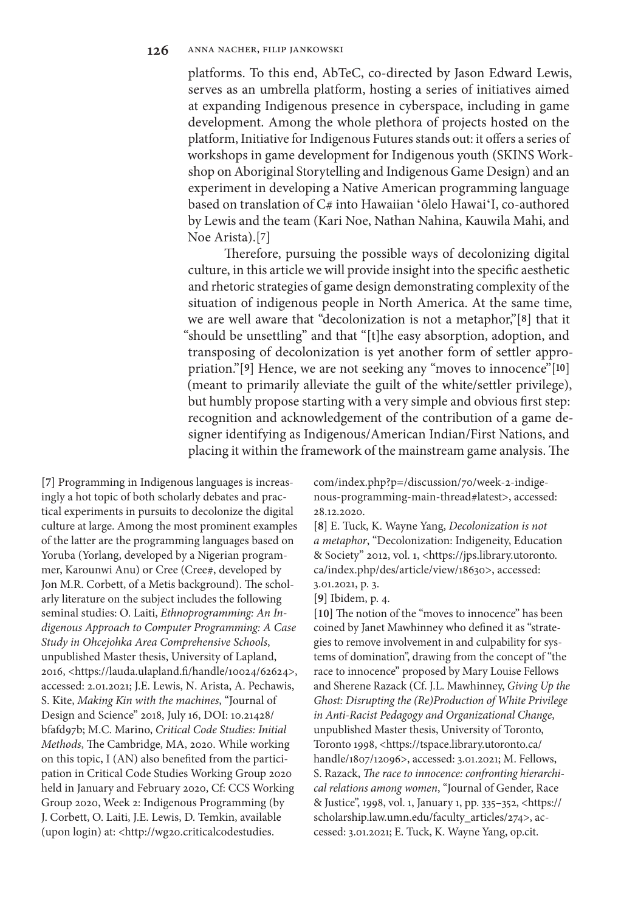platforms. To this end, AbTeC, co-directed by Jason Edward Lewis, serves as an umbrella platform, hosting a series of initiatives aimed at expanding Indigenous presence in cyberspace, including in game development. Among the whole plethora of projects hosted on the platform, Initiative for Indigenous Futures stands out: it offers a series of workshops in game development for Indigenous youth (SKINS Workshop on Aboriginal Storytelling and Indigenous Game Design) and an experiment in developing a Native American programming language based on translation of C# into Hawaiian ʻōlelo Hawaiʻl, co-authored by Lewis and the team (Kari Noe, Nathan Nahina, Kauwila Mahi, and Noe Arista).[7]

Therefore, pursuing the possible ways of decolonizing digital culture, in this article we will provide insight into the specific aesthetic and rhetoric strategies of game design demonstrating complexity of the situation of indigenous people in North America. At the same time, we are well aware that "decolonization is not a metaphor,"[8] that it "should be unsettling" and that "[t]he easy absorption, adoption, and transposing of decolonization is yet another form of settler appropriation."[9] Hence, we are not seeking any "moves to innocence"[10] (meant to primarily alleviate the guilt of the white/settler privilege), but humbly propose starting with a very simple and obvious first step: recognition and acknowledgement of the contribution of a game designer identifying as Indigenous/American Indian/First Nations, and placing it within the framework of the mainstream game analysis. The

[7] Programming in Indigenous languages is increasingly a hot topic of both scholarly debates and practical experiments in pursuits to decolonize the digital culture at large. Among the most prominent examples of the latter are the programming languages based on Yoruba (Yorlang, developed by a Nigerian programmer, Karounwi Anu) or Cree (Cree#, developed by Jon M.R. Corbett, of a Metis background). The scholarly literature on the subject includes the following seminal studies: O. Laiti, *Ethnoprogramming: An Indigenous Approach to Computer Programming: A Case Study in Ohcejohka Area Comprehensive Schools*, unpublished Master thesis, University of Lapland, 2016, <https://lauda.ulapland.fi/handle/10024/62624>, accessed: 2.01.2021; J.E. Lewis, N. Arista, A. Pechawis, S. Kite, *Making Kin with the machines*, "Journal of Design and Science" 2018, July 16, DOI: 10.21428/bfafd97b; M.C. Marino, *Critical Code Studies: Initial Methods*, The Cambridge, MA, 2020. While working on this topic, I (AN) also benefited from the participation in Critical Code Studies Working Group 2020 held in January and February 2020, Cf: CCS Working Group 2020, Week 2: Indigenous Programming (by J. Corbett, O. Laiti, J.E. Lewis, D. Temkin, available (upon login) at: <http://wg20.criticalcodestudies.com/index.php?p=/discussion/70/week-2-indigenous-programming-main-thread#latest>, accessed: 28.12.2020.

[8] E. Tuck, K. Wayne Yang, *Decolonization is not a metaphor*, "Decolonization: Indigeneity, Education & Society" 2012, vol. 1, <https://jps.library.utoronto.ca/index.php/des/article/view/18630>, accessed: 3.01.2021, p. 3.

[9] Ibidem, p. 4.

[10] The notion of the "moves to innocence" has been coined by Janet Mawhinney who defined it as "strategies to remove involvement in and culpability for systems of domination", drawing from the concept of "the race to innocence" proposed by Mary Louise Fellows and Sherene Razack (Cf. J.L. Mawhinney, *Giving Up the Ghost: Disrupting the (Re)Production of White Privilege in Anti-Racist Pedagogy and Organizational Change*, unpublished Master thesis, University of Toronto, Toronto 1998, <https://tspace.library.utoronto.ca/handle/1807/12096>, accessed: 3.01.2021; M. Fellows, S. Razack, *The race to innocence: confronting hierarchical relations among women*, "Journal of Gender, Race & Justice", 1998, vol. 1, January 1, pp. 335–352, <https://scholarship.law.umn.edu/faculty_articles/274>, accessed: 3.01.2021; E. Tuck, K. Wayne Yang, op.cit.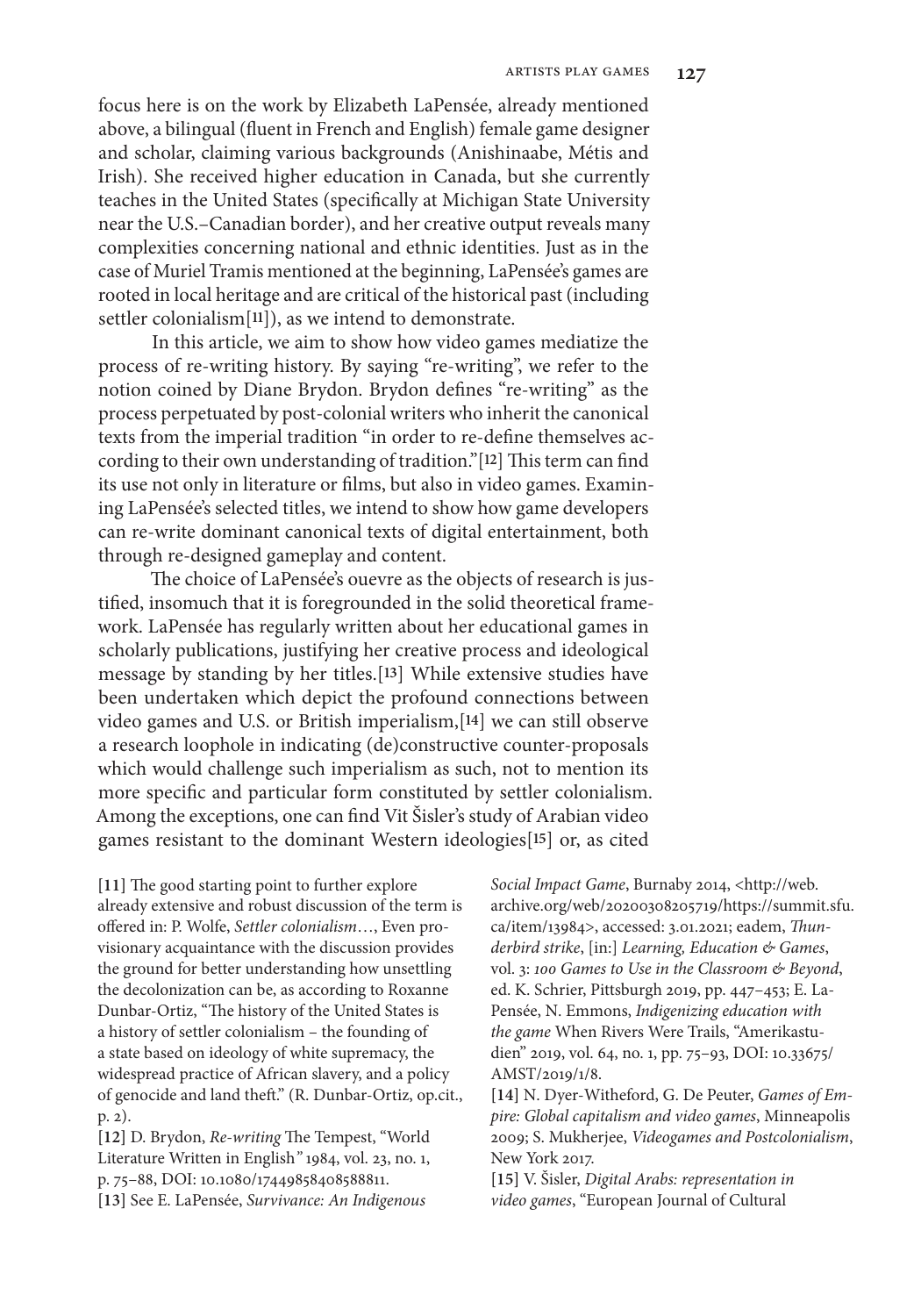focus here is on the work by Elizabeth LaPensée, already mentioned above, a bilingual (fluent in French and English) female game designer and scholar, claiming various backgrounds (Anishinaabe, Métis and Irish). She received higher education in Canada, but she currently teaches in the United States (specifically at Michigan State University near the U.S.–Canadian border), and her creative output reveals many complexities concerning national and ethnic identities. Just as in the case of Muriel Tramis mentioned at the beginning, LaPensée's games are rooted in local heritage and are critical of the historical past (including settler colonialism[11]), as we intend to demonstrate.

In this article, we aim to show how video games mediatize the process of re-writing history. By saying "re-writing", we refer to the notion coined by Diane Brydon. Brydon defines "re-writing" as the process perpetuated by post-colonial writers who inherit the canonical texts from the imperial tradition "in order to re-define themselves according to their own understanding of tradition."[12] This term can find its use not only in literature or films, but also in video games. Examining LaPensée's selected titles, we intend to show how game developers can re-write dominant canonical texts of digital entertainment, both through re-designed gameplay and content.

The choice of LaPensée's ouevre as the objects of research is justified, insomuch that it is foregrounded in the solid theoretical framework. LaPensée has regularly written about her educational games in scholarly publications, justifying her creative process and ideological message by standing by her titles.[13] While extensive studies have been undertaken which depict the profound connections between video games and U.S. or British imperialism,[14] we can still observe a research loophole in indicating (de)constructive counter-proposals which would challenge such imperialism as such, not to mention its more specific and particular form constituted by settler colonialism. Among the exceptions, one can find Vit Šisler's study of Arabian video games resistant to the dominant Western ideologies[15] or, as cited

[11] The good starting point to further explore already extensive and robust discussion of the term is offered in: P. Wolfe, *Settler colonialism*…, Even provisionary acquaintance with the discussion provides the ground for better understanding how unsettling the decolonization can be, as according to Roxanne Dunbar-Ortiz, "The history of the United States is a history of settler colonialism – the founding of a state based on ideology of white supremacy, the widespread practice of African slavery, and a policy of genocide and land theft." (R. Dunbar-Ortiz, op.cit., p. 2).

[12] D. Brydon, *Re-writing* The Tempest, "World Literature Written in English" 1984, vol. 23, no. 1, p. 75–88, DOI: 10.1080/17449858408588811.

[13] See E. LaPensée, *Survivance: An Indigenous Social Impact Game*, Burnaby 2014, <http://web.archive.org/web/20200308205719/https://summit.sfu.ca/item/13984>, accessed: 3.01.2021; eadem, *Thunderbird strike*, [in:] *Learning, Education & Games*, vol. 3: *100 Games to Use in the Classroom & Beyond*, ed. K. Schrier, Pittsburgh 2019, pp. 447–453; E. LaPensée, N. Emmons, *Indigenizing education with the game* When Rivers Were Trails, "Amerikastudien" 2019, vol. 64, no. 1, pp. 75–93, DOI: 10.33675/AMST/2019/1/8.

[14] N. Dyer-Witheford, G. De Peuter, *Games of Empire: Global capitalism and video games*, Minneapolis 2009; S. Mukherjee, *Videogames and Postcolonialism*, New York 2017.

[15] V. Šisler, *Digital Arabs: representation in video games*, "European Journal of Cultural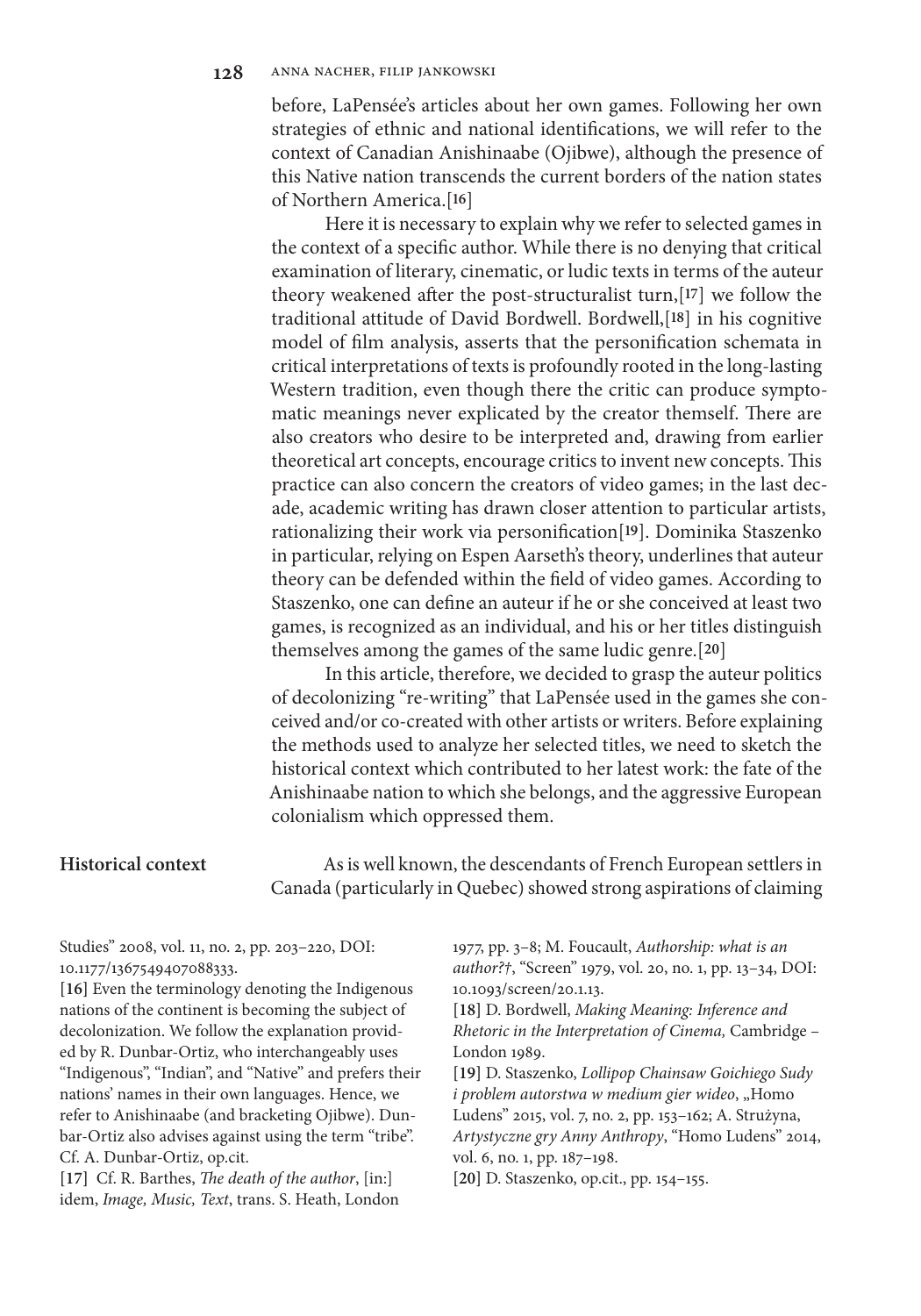before, LaPensée's articles about her own games. Following her own strategies of ethnic and national identifications, we will refer to the context of Canadian Anishinaabe (Ojibwe), although the presence of this Native nation transcends the current borders of the nation states of Northern America.[16]

Here it is necessary to explain why we refer to selected games in the context of a specific author. While there is no denying that critical examination of literary, cinematic, or ludic texts in terms of the auteur theory weakened after the post-structuralist turn,[17] we follow the traditional attitude of David Bordwell. Bordwell,[18] in his cognitive model of film analysis, asserts that the personification schemata in critical interpretations of texts is profoundly rooted in the long-lasting Western tradition, even though there the critic can produce symptomatic meanings never explicated by the creator themself. There are also creators who desire to be interpreted and, drawing from earlier theoretical art concepts, encourage critics to invent new concepts. This practice can also concern the creators of video games; in the last decade, academic writing has drawn closer attention to particular artists, rationalizing their work via personification[19]. Dominika Staszenko in particular, relying on Espen Aarseth's theory, underlines that auteur theory can be defended within the field of video games. According to Staszenko, one can define an auteur if he or she conceived at least two games, is recognized as an individual, and his or her titles distinguish themselves among the games of the same ludic genre.[20]

In this article, therefore, we decided to grasp the auteur politics of decolonizing "re-writing" that LaPensée used in the games she conceived and/or co-created with other artists or writers. Before explaining the methods used to analyze her selected titles, we need to sketch the historical context which contributed to her latest work: the fate of the Anishinaabe nation to which she belongs, and the aggressive European colonialism which oppressed them.

## Historical context

As is well known, the descendants of French European settlers in Canada (particularly in Quebec) showed strong aspirations of claiming

---

Studies" 2008, vol. 11, no. 2, pp. 203–220, DOI: 10.1177/1367549407088333.

[16] Even the terminology denoting the Indigenous nations of the continent is becoming the subject of decolonization. We follow the explanation provided by R. Dunbar-Ortiz, who interchangeably uses "Indigenous", "Indian", and "Native" and prefers their nations' names in their own languages. Hence, we refer to Anishinaabe (and bracketing Ojibwe). Dunbar-Ortiz also advises against using the term "tribe". Cf. A. Dunbar-Ortiz, op.cit.

[17] Cf. R. Barthes, *The death of the author*, [in:] idem, *Image, Music, Text*, trans. S. Heath, London 1977, pp. 3–8; M. Foucault, *Authorship: what is an author?†*, "Screen" 1979, vol. 20, no. 1, pp. 13–34, DOI: 10.1093/screen/20.1.13.

[18] D. Bordwell, *Making Meaning: Inference and Rhetoric in the Interpretation of Cinema,* Cambridge – London 1989.

[19] D. Staszenko, *Lollipop Chainsaw Goichiego Sudy i problem autorstwa w medium gier wideo*, „Homo Ludens" 2015, vol. 7, no. 2, pp. 153–162; A. Strużyna, *Artystyczne gry Anny Anthropy*, "Homo Ludens" 2014, vol. 6, no. 1, pp. 187–198.

[20] D. Staszenko, op.cit., pp. 154–155.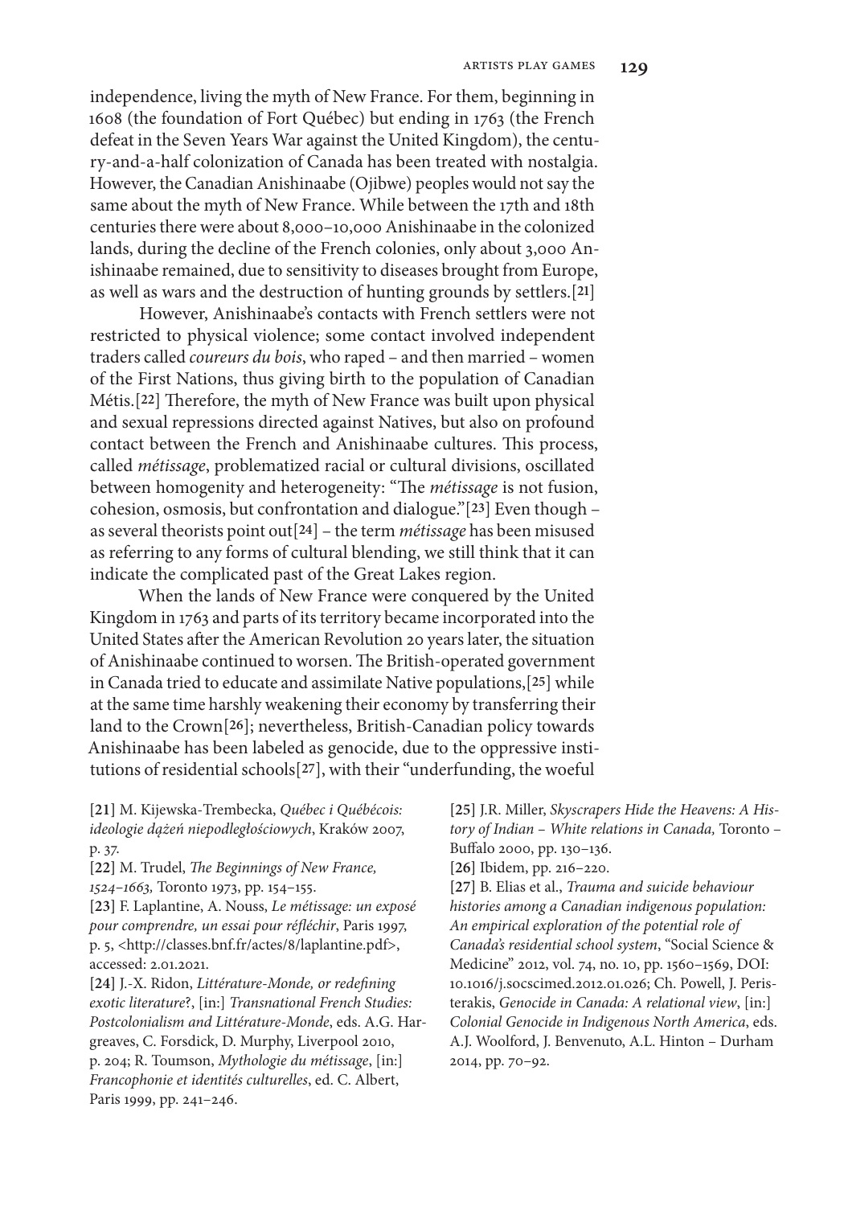independence, living the myth of New France. For them, beginning in 1608 (the foundation of Fort Québec) but ending in 1763 (the French defeat in the Seven Years War against the United Kingdom), the century-and-a-half colonization of Canada has been treated with nostalgia. However, the Canadian Anishinaabe (Ojibwe) peoples would not say the same about the myth of New France. While between the 17th and 18th centuries there were about 8,000–10,000 Anishinaabe in the colonized lands, during the decline of the French colonies, only about 3,000 Anishinaabe remained, due to sensitivity to diseases brought from Europe, as well as wars and the destruction of hunting grounds by settlers.[21]

However, Anishinaabe's contacts with French settlers were not restricted to physical violence; some contact involved independent traders called *coureurs du bois*, who raped – and then married – women of the First Nations, thus giving birth to the population of Canadian Métis.[22] Therefore, the myth of New France was built upon physical and sexual repressions directed against Natives, but also on profound contact between the French and Anishinaabe cultures. This process, called *métissage*, problematized racial or cultural divisions, oscillated between homogenity and heterogeneity: "The *métissage* is not fusion, cohesion, osmosis, but confrontation and dialogue."[23] Even though – as several theorists point out[24] – the term *métissage* has been misused as referring to any forms of cultural blending, we still think that it can indicate the complicated past of the Great Lakes region.

When the lands of New France were conquered by the United Kingdom in 1763 and parts of its territory became incorporated into the United States after the American Revolution 20 years later, the situation of Anishinaabe continued to worsen. The British-operated government in Canada tried to educate and assimilate Native populations,[25] while at the same time harshly weakening their economy by transferring their land to the Crown[26]; nevertheless, British-Canadian policy towards Anishinaabe has been labeled as genocide, due to the oppressive institutions of residential schools[27], with their "underfunding, the woeful

[21] M. Kijewska-Trembecka, *Québec i Québécois: ideologie dążeń niepodległościowych*, Kraków 2007, p. 37.

[22] M. Trudel, *The Beginnings of New France, 1524–1663,* Toronto 1973, pp. 154–155.

[23] F. Laplantine, A. Nouss, *Le métissage: un exposé pour comprendre, un essai pour réfléchir*, Paris 1997, p. 5, <http://classes.bnf.fr/actes/8/laplantine.pdf>, accessed: 2.01.2021.

[24] J.-X. Ridon, *Littérature-Monde, or redefining exotic literature*?, [in:] *Transnational French Studies: Postcolonialism and Littérature-Monde*, eds. A.G. Hargreaves, C. Forsdick, D. Murphy, Liverpool 2010, p. 204; R. Toumson, *Mythologie du métissage*, [in:] *Francophonie et identités culturelles*, ed. C. Albert, Paris 1999, pp. 241–246.

[25] J.R. Miller, *Skyscrapers Hide the Heavens: A History of Indian – White relations in Canada,* Toronto – Buffalo 2000, pp. 130–136.

[26] Ibidem, pp. 216–220.

[27] B. Elias et al., *Trauma and suicide behaviour histories among a Canadian indigenous population: An empirical exploration of the potential role of Canada's residential school system*, "Social Science & Medicine" 2012, vol. 74, no. 10, pp. 1560–1569, DOI: 10.1016/j.socscimed.2012.01.026; Ch. Powell, J. Peristerakis, *Genocide in Canada: A relational view*, [in:] *Colonial Genocide in Indigenous North America*, eds. A.J. Woolford, J. Benvenuto, A.L. Hinton – Durham 2014, pp. 70–92.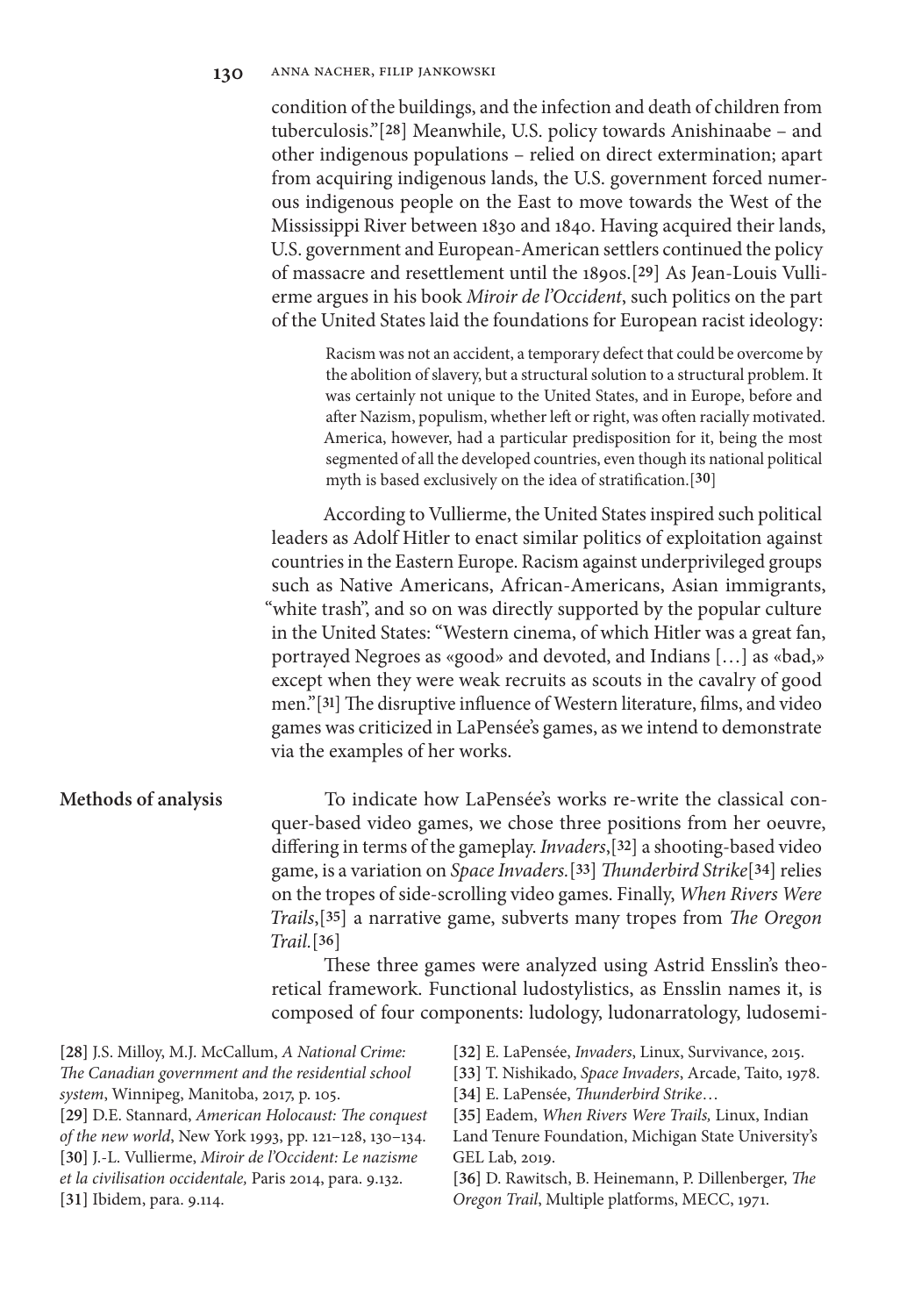condition of the buildings, and the infection and death of children from tuberculosis."[28] Meanwhile, U.S. policy towards Anishinaabe – and other indigenous populations – relied on direct extermination; apart from acquiring indigenous lands, the U.S. government forced numerous indigenous people on the East to move towards the West of the Mississippi River between 1830 and 1840. Having acquired their lands, U.S. government and European-American settlers continued the policy of massacre and resettlement until the 1890s.[29] As Jean-Louis Vullierme argues in his book *Miroir de l'Occident*, such politics on the part of the United States laid the foundations for European racist ideology:

> Racism was not an accident, a temporary defect that could be overcome by the abolition of slavery, but a structural solution to a structural problem. It was certainly not unique to the United States, and in Europe, before and after Nazism, populism, whether left or right, was often racially motivated. America, however, had a particular predisposition for it, being the most segmented of all the developed countries, even though its national political myth is based exclusively on the idea of stratification.[30]

According to Vullierme, the United States inspired such political leaders as Adolf Hitler to enact similar politics of exploitation against countries in the Eastern Europe. Racism against underprivileged groups such as Native Americans, African-Americans, Asian immigrants, "white trash", and so on was directly supported by the popular culture in the United States: "Western cinema, of which Hitler was a great fan, portrayed Negroes as «good» and devoted, and Indians […] as «bad,» except when they were weak recruits as scouts in the cavalry of good men."[31] The disruptive influence of Western literature, films, and video games was criticized in LaPensée's games, as we intend to demonstrate via the examples of her works.

## Methods of analysis

To indicate how LaPensée's works re-write the classical conquer-based video games, we chose three positions from her oeuvre, differing in terms of the gameplay. *Invaders*,[32] a shooting-based video game, is a variation on *Space Invaders.*[33] *Thunderbird Strike*[34] relies on the tropes of side-scrolling video games. Finally, *When Rivers Were Trails*,[35] a narrative game, subverts many tropes from *The Oregon Trail.*[36]

These three games were analyzed using Astrid Ensslin's theoretical framework. Functional ludostylistics, as Ensslin names it, is composed of four components: ludology, ludonarratology, ludosemi-

[28] J.S. Milloy, M.J. McCallum, *A National Crime: The Canadian government and the residential school system*, Winnipeg, Manitoba, 2017, p. 105.

[29] D.E. Stannard, *American Holocaust: The conquest of the new world*, New York 1993, pp. 121–128, 130–134.

[30] J.-L. Vullierme, *Miroir de l'Occident: Le nazisme et la civilisation occidentale,* Paris 2014, para. 9.132.

[31] Ibidem, para. 9.114.

[32] E. LaPensée, *Invaders*, Linux, Survivance, 2015.

[33] T. Nishikado, *Space Invaders*, Arcade, Taito, 1978.

[34] E. LaPensée, *Thunderbird Strike*…

[35] Eadem, *When Rivers Were Trails,* Linux, Indian Land Tenure Foundation, Michigan State University's GEL Lab, 2019.

[36] D. Rawitsch, B. Heinemann, P. Dillenberger, *The Oregon Trail*, Multiple platforms, MECC, 1971.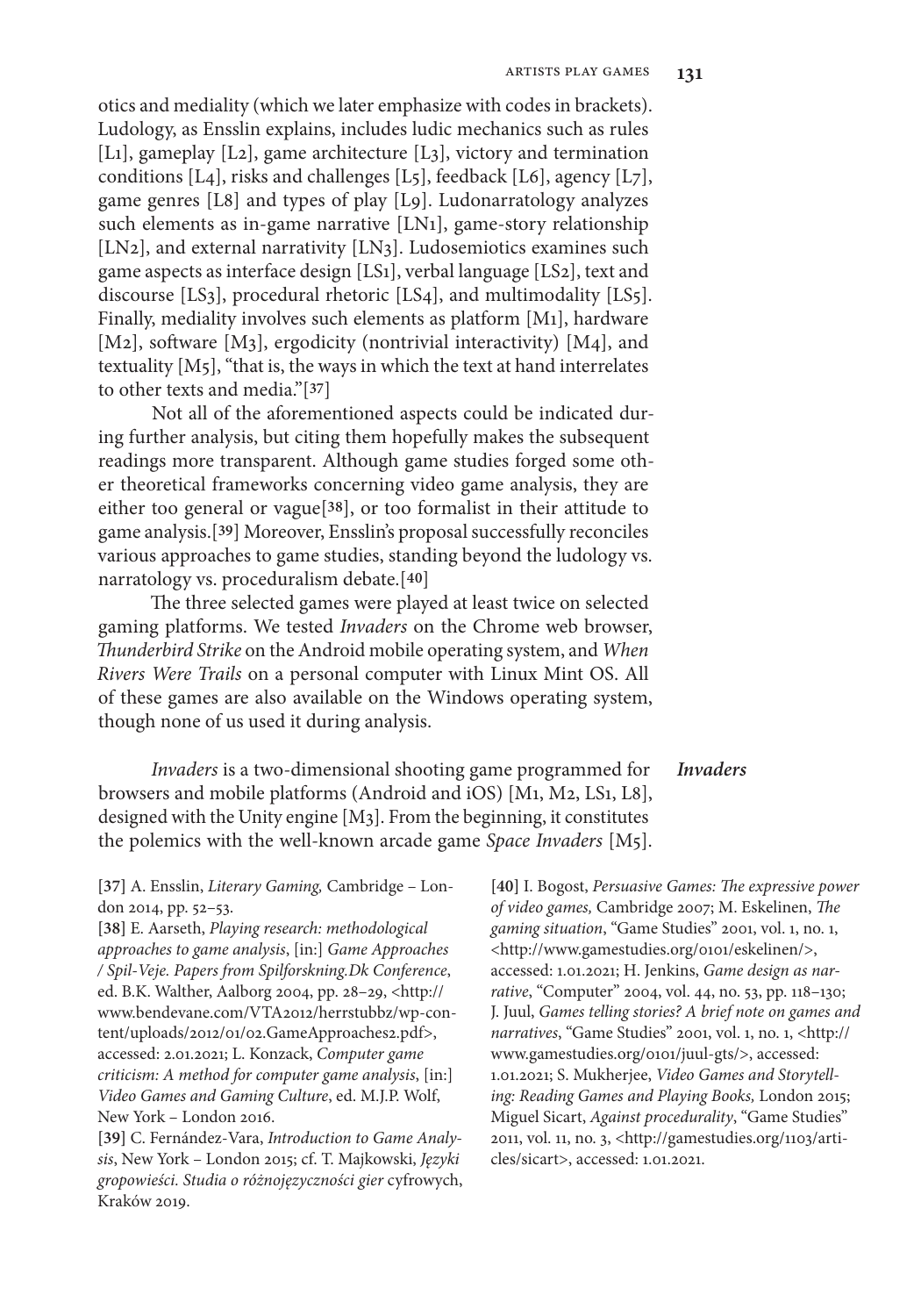otics and mediality (which we later emphasize with codes in brackets). Ludology, as Ensslin explains, includes ludic mechanics such as rules [L1], gameplay [L2], game architecture [L3], victory and termination conditions [L4], risks and challenges [L5], feedback [L6], agency [L7], game genres [L8] and types of play [L9]. Ludonarratology analyzes such elements as in-game narrative [LN1], game-story relationship [LN2], and external narrativity [LN3]. Ludosemiotics examines such game aspects as interface design [LS1], verbal language [LS2], text and discourse [LS3], procedural rhetoric [LS4], and multimodality [LS5]. Finally, mediality involves such elements as platform [M1], hardware [M2], software [M3], ergodicity (nontrivial interactivity) [M4], and textuality [M5], "that is, the ways in which the text at hand interrelates to other texts and media."[37]

Not all of the aforementioned aspects could be indicated during further analysis, but citing them hopefully makes the subsequent readings more transparent. Although game studies forged some other theoretical frameworks concerning video game analysis, they are either too general or vague[38], or too formalist in their attitude to game analysis.[39] Moreover, Ensslin's proposal successfully reconciles various approaches to game studies, standing beyond the ludology vs. narratology vs. proceduralism debate.[40]

The three selected games were played at least twice on selected gaming platforms. We tested *Invaders* on the Chrome web browser, *Thunderbird Strike* on the Android mobile operating system, and *When Rivers Were Trails* on a personal computer with Linux Mint OS. All of these games are also available on the Windows operating system, though none of us used it during analysis.

## *Invaders*

*Invaders* is a two-dimensional shooting game programmed for browsers and mobile platforms (Android and iOS) [M1, M2, LS1, L8], designed with the Unity engine [M3]. From the beginning, it constitutes the polemics with the well-known arcade game *Space Invaders* [M5].

[37] A. Ensslin, *Literary Gaming,* Cambridge – London 2014, pp. 52–53.

[38] E. Aarseth, *Playing research: methodological approaches to game analysis*, [in:] *Game Approaches / Spil-Veje. Papers from Spilforskning.Dk Conference*, ed. B.K. Walther, Aalborg 2004, pp. 28–29, <http://www.bendevane.com/VTA2012/herrstubbz/wp-content/uploads/2012/01/02.GameApproaches2.pdf>, accessed: 2.01.2021; L. Konzack, *Computer game criticism: A method for computer game analysis*, [in:] *Video Games and Gaming Culture*, ed. M.J.P. Wolf, New York – London 2016.

[39] C. Fernández-Vara, *Introduction to Game Analysis*, New York – London 2015; cf. T. Majkowski, *Języki gropowieści. Studia o różnojęzyczności gier* cyfrowych, Kraków 2019.

[40] I. Bogost, *Persuasive Games: The expressive power of video games,* Cambridge 2007; M. Eskelinen, *The gaming situation*, "Game Studies" 2001, vol. 1, no. 1, <http://www.gamestudies.org/0101/eskelinen/>, accessed: 1.01.2021; H. Jenkins, *Game design as narrative*, "Computer" 2004, vol. 44, no. 53, pp. 118–130; J. Juul, *Games telling stories? A brief note on games and narratives*, "Game Studies" 2001, vol. 1, no. 1, <http://www.gamestudies.org/0101/juul-gts/>, accessed: 1.01.2021; S. Mukherjee, *Video Games and Storytelling: Reading Games and Playing Books,* London 2015; Miguel Sicart, *Against procedurality*, "Game Studies" 2011, vol. 11, no. 3, <http://gamestudies.org/1103/articles/sicart>, accessed: 1.01.2021.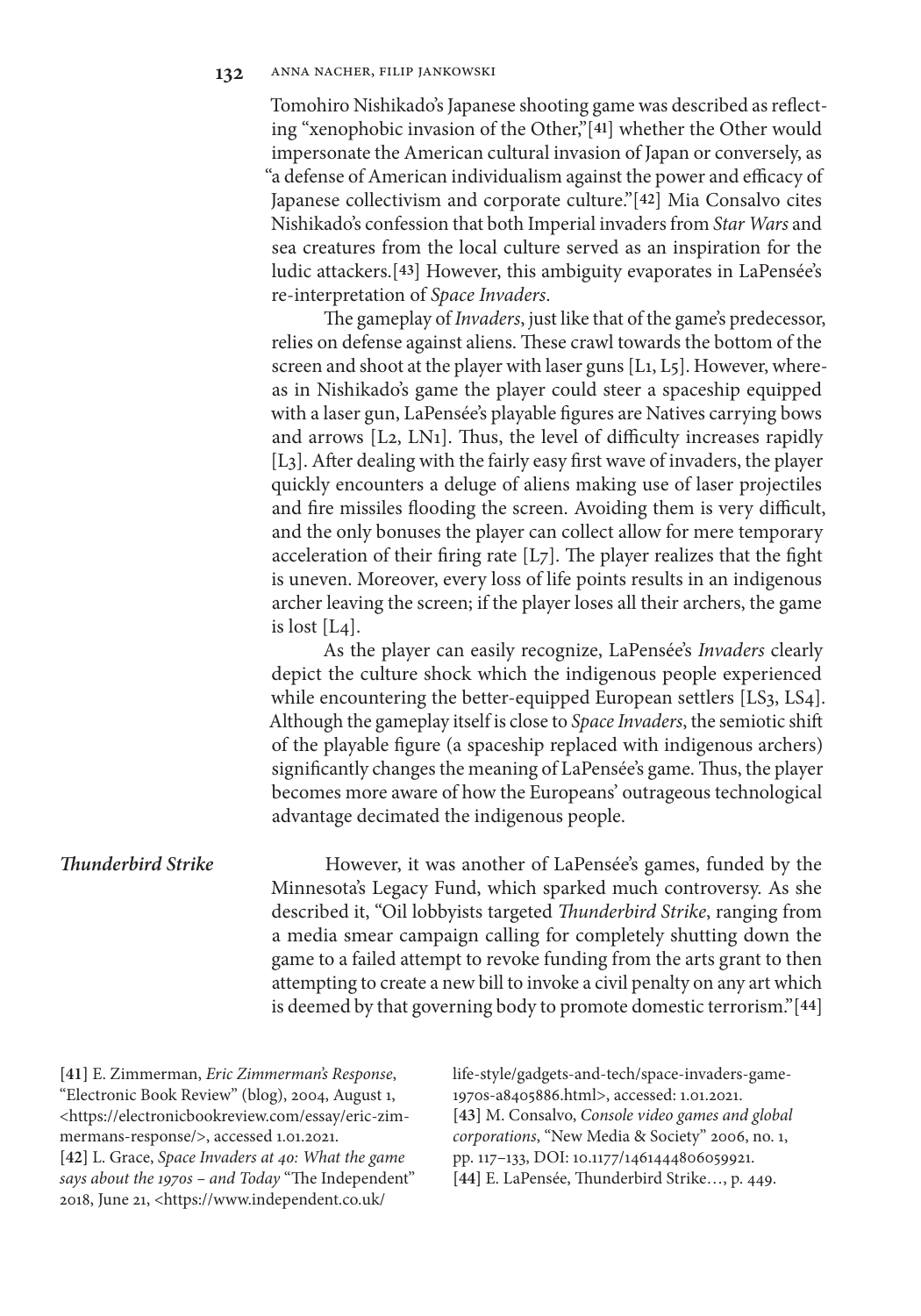Tomohiro Nishikado's Japanese shooting game was described as reflecting "xenophobic invasion of the Other,"[41] whether the Other would impersonate the American cultural invasion of Japan or conversely, as "a defense of American individualism against the power and efficacy of Japanese collectivism and corporate culture."[42] Mia Consalvo cites Nishikado's confession that both Imperial invaders from *Star Wars* and sea creatures from the local culture served as an inspiration for the ludic attackers.[43] However, this ambiguity evaporates in LaPensée's re-interpretation of *Space Invaders*.

The gameplay of *Invaders*, just like that of the game's predecessor, relies on defense against aliens. These crawl towards the bottom of the screen and shoot at the player with laser guns [L1, L5]. However, whereas in Nishikado's game the player could steer a spaceship equipped with a laser gun, LaPensée's playable figures are Natives carrying bows and arrows [L2, LN1]. Thus, the level of difficulty increases rapidly [L3]. After dealing with the fairly easy first wave of invaders, the player quickly encounters a deluge of aliens making use of laser projectiles and fire missiles flooding the screen. Avoiding them is very difficult, and the only bonuses the player can collect allow for mere temporary acceleration of their firing rate [L7]. The player realizes that the fight is uneven. Moreover, every loss of life points results in an indigenous archer leaving the screen; if the player loses all their archers, the game is lost [L4].

As the player can easily recognize, LaPensée's *Invaders* clearly depict the culture shock which the indigenous people experienced while encountering the better-equipped European settlers [LS3, LS4]. Although the gameplay itself is close to *Space Invaders*, the semiotic shift of the playable figure (a spaceship replaced with indigenous archers) significantly changes the meaning of LaPensée's game. Thus, the player becomes more aware of how the Europeans' outrageous technological advantage decimated the indigenous people.

### *Thunderbird Strike*

However, it was another of LaPensée's games, funded by the Minnesota's Legacy Fund, which sparked much controversy. As she described it, "Oil lobbyists targeted *Thunderbird Strike*, ranging from a media smear campaign calling for completely shutting down the game to a failed attempt to revoke funding from the arts grant to then attempting to create a new bill to invoke a civil penalty on any art which is deemed by that governing body to promote domestic terrorism."[44]

---

[41] E. Zimmerman, *Eric Zimmerman's Response*, "Electronic Book Review" (blog), 2004, August 1, <https://electronicbookreview.com/essay/eric-zimmermans-response/>, accessed 1.01.2021.

[42] L. Grace, *Space Invaders at 40: What the game says about the 1970s – and Today* "The Independent" 2018, June 21, <https://www.independent.co.uk/life-style/gadgets-and-tech/space-invaders-game-1970s-a8405886.html>, accessed: 1.01.2021.

[43] M. Consalvo, *Console video games and global corporations*, "New Media & Society" 2006, no. 1, pp. 117–133, DOI: 10.1177/1461444806059921.

[44] E. LaPensée, Thunderbird Strike…, p. 449.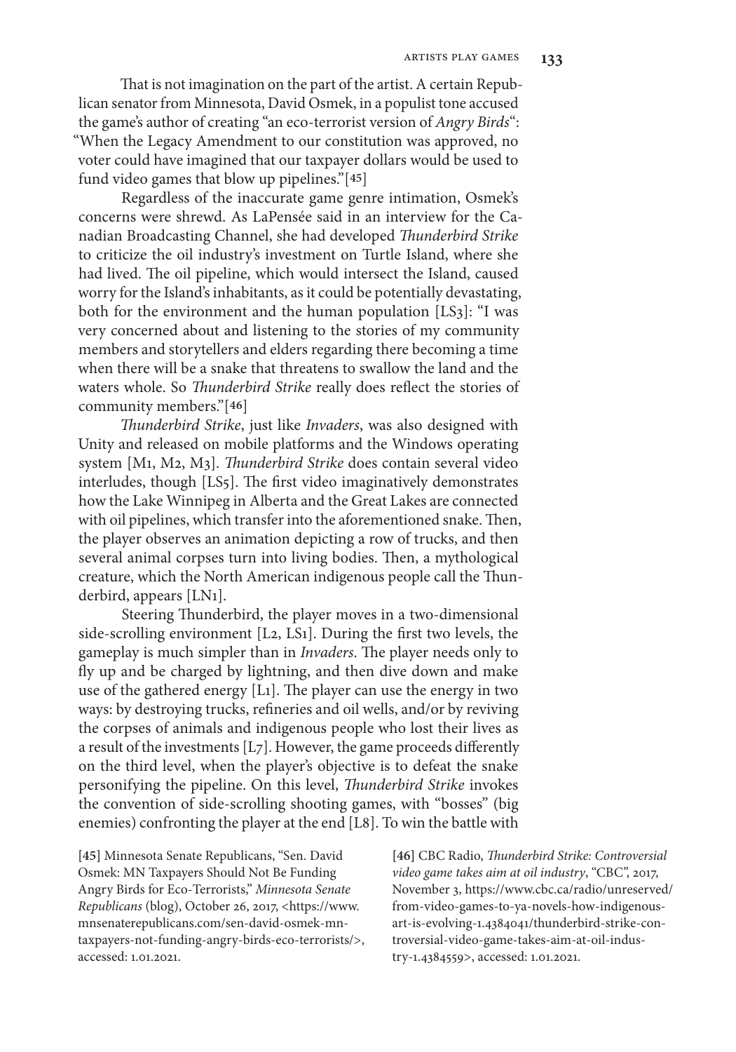That is not imagination on the part of the artist. A certain Republican senator from Minnesota, David Osmek, in a populist tone accused the game's author of creating "an eco-terrorist version of *Angry Birds*": "When the Legacy Amendment to our constitution was approved, no voter could have imagined that our taxpayer dollars would be used to fund video games that blow up pipelines."[45]

Regardless of the inaccurate game genre intimation, Osmek's concerns were shrewd. As LaPensée said in an interview for the Canadian Broadcasting Channel, she had developed *Thunderbird Strike* to criticize the oil industry's investment on Turtle Island, where she had lived. The oil pipeline, which would intersect the Island, caused worry for the Island's inhabitants, as it could be potentially devastating, both for the environment and the human population [LS3]: "I was very concerned about and listening to the stories of my community members and storytellers and elders regarding there becoming a time when there will be a snake that threatens to swallow the land and the waters whole. So *Thunderbird Strike* really does reflect the stories of community members."[46]

*Thunderbird Strike*, just like *Invaders*, was also designed with Unity and released on mobile platforms and the Windows operating system [M1, M2, M3]. *Thunderbird Strike* does contain several video interludes, though [LS5]. The first video imaginatively demonstrates how the Lake Winnipeg in Alberta and the Great Lakes are connected with oil pipelines, which transfer into the aforementioned snake. Then, the player observes an animation depicting a row of trucks, and then several animal corpses turn into living bodies. Then, a mythological creature, which the North American indigenous people call the Thunderbird, appears [LN1].

Steering Thunderbird, the player moves in a two-dimensional side-scrolling environment [L2, LS1]. During the first two levels, the gameplay is much simpler than in *Invaders*. The player needs only to fly up and be charged by lightning, and then dive down and make use of the gathered energy [L1]. The player can use the energy in two ways: by destroying trucks, refineries and oil wells, and/or by reviving the corpses of animals and indigenous people who lost their lives as a result of the investments [L7]. However, the game proceeds differently on the third level, when the player's objective is to defeat the snake personifying the pipeline. On this level, *Thunderbird Strike* invokes the convention of side-scrolling shooting games, with "bosses" (big enemies) confronting the player at the end [L8]. To win the battle with

[45] Minnesota Senate Republicans, "Sen. David Osmek: MN Taxpayers Should Not Be Funding Angry Birds for Eco-Terrorists," *Minnesota Senate Republicans* (blog), October 26, 2017, <https://www.mnsenaterepublicans.com/sen-david-osmek-mn-taxpayers-not-funding-angry-birds-eco-terrorists/>, accessed: 1.01.2021.

[46] CBC Radio, *Thunderbird Strike: Controversial video game takes aim at oil industry*, "CBC", 2017, November 3, https://www.cbc.ca/radio/unreserved/from-video-games-to-ya-novels-how-indigenous-art-is-evolving-1.4384041/thunderbird-strike-controversial-video-game-takes-aim-at-oil-industry-1.4384559>, accessed: 1.01.2021.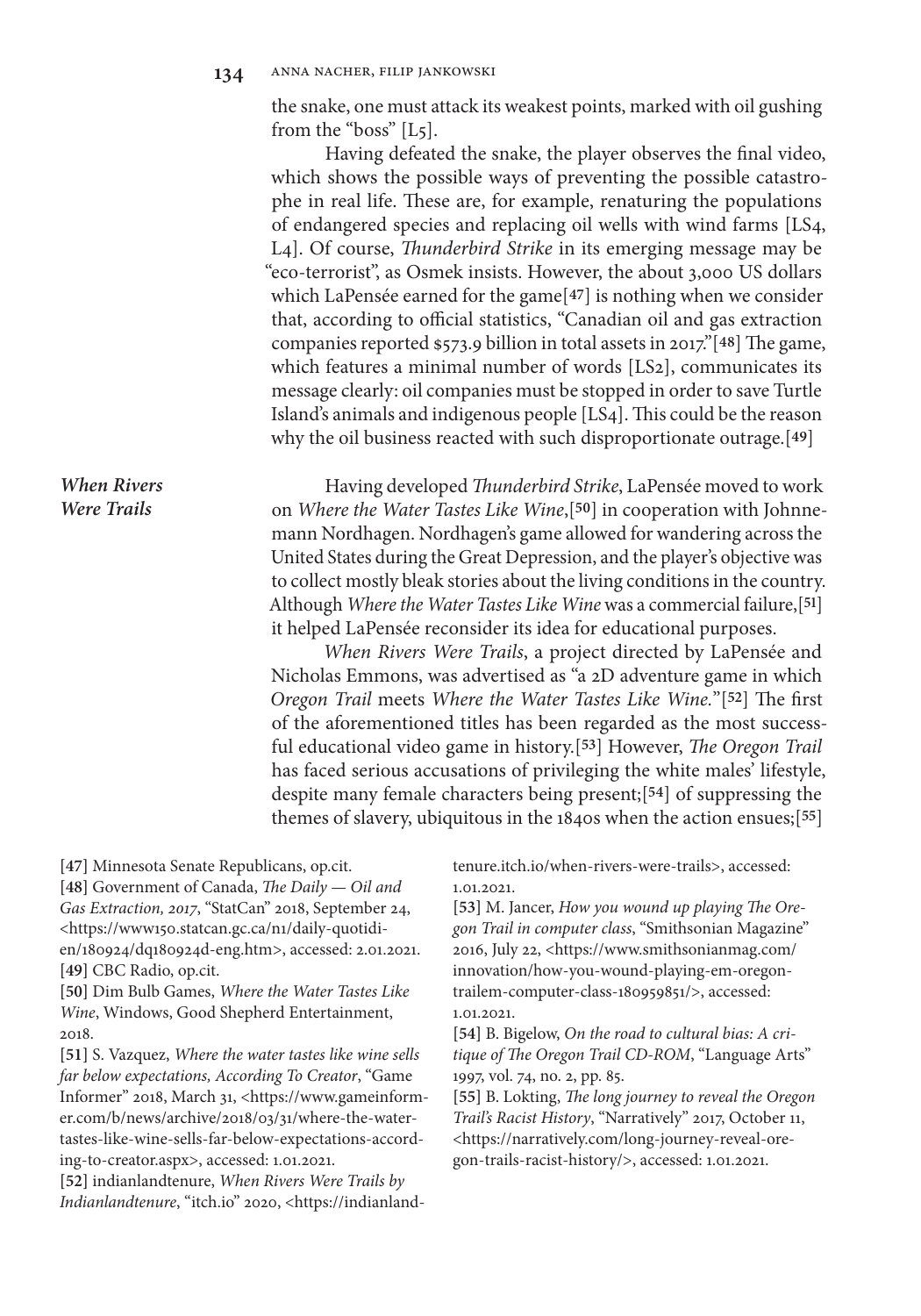the snake, one must attack its weakest points, marked with oil gushing from the "boss" [L5].

Having defeated the snake, the player observes the final video, which shows the possible ways of preventing the possible catastrophe in real life. These are, for example, renaturing the populations of endangered species and replacing oil wells with wind farms [LS4, L4]. Of course, *Thunderbird Strike* in its emerging message may be "eco-terrorist", as Osmek insists. However, the about 3,000 US dollars which LaPensée earned for the game[47] is nothing when we consider that, according to official statistics, "Canadian oil and gas extraction companies reported $573.9 billion in total assets in 2017."[48] The game, which features a minimal number of words [LS2], communicates its message clearly: oil companies must be stopped in order to save Turtle Island's animals and indigenous people [LS4]. This could be the reason why the oil business reacted with such disproportionate outrage.[49]

## *When Rivers Were Trails*

Having developed *Thunderbird Strike*, LaPensée moved to work on *Where the Water Tastes Like Wine*,[50] in cooperation with Johnnemann Nordhagen. Nordhagen's game allowed for wandering across the United States during the Great Depression, and the player's objective was to collect mostly bleak stories about the living conditions in the country. Although *Where the Water Tastes Like Wine* was a commercial failure,[51] it helped LaPensée reconsider its idea for educational purposes.

*When Rivers Were Trails*, a project directed by LaPensée and Nicholas Emmons, was advertised as "a 2D adventure game in which *Oregon Trail* meets *Where the Water Tastes Like Wine.*"[52] The first of the aforementioned titles has been regarded as the most successful educational video game in history.[53] However, *The Oregon Trail* has faced serious accusations of privileging the white males' lifestyle, despite many female characters being present;[54] of suppressing the themes of slavery, ubiquitous in the 1840s when the action ensues;[55]

[47] Minnesota Senate Republicans, op.cit.

[48] Government of Canada, *The Daily — Oil and Gas Extraction, 2017*, "StatCan" 2018, September 24, <https://www150.statcan.gc.ca/n1/daily-quotidien/180924/dq180924d-eng.htm>, accessed: 2.01.2021.

[49] CBC Radio, op.cit.

[50] Dim Bulb Games, *Where the Water Tastes Like Wine*, Windows, Good Shepherd Entertainment, 2018.

[51] S. Vazquez, *Where the water tastes like wine sells far below expectations, According To Creator*, "Game Informer" 2018, March 31, <https://www.gameinformer.com/b/news/archive/2018/03/31/where-the-water-tastes-like-wine-sells-far-below-expectations-according-to-creator.aspx>, accessed: 1.01.2021.

[52] indianlandtenure, *When Rivers Were Trails by Indianlandtenure*, "itch.io" 2020, <https://indianlandtenure.itch.io/when-rivers-were-trails>, accessed: 1.01.2021.

[53] M. Jancer, *How you wound up playing The Oregon Trail in computer class*, "Smithsonian Magazine" 2016, July 22, <https://www.smithsonianmag.com/innovation/how-you-wound-playing-em-oregon-trailem-computer-class-180959851/>, accessed: 1.01.2021.

[54] B. Bigelow, *On the road to cultural bias: A critique of The Oregon Trail CD-ROM*, "Language Arts" 1997, vol. 74, no. 2, pp. 85.

[55] B. Lokting, *The long journey to reveal the Oregon Trail's Racist History*, "Narratively" 2017, October 11, <https://narratively.com/long-journey-reveal-oregon-trails-racist-history/>, accessed: 1.01.2021.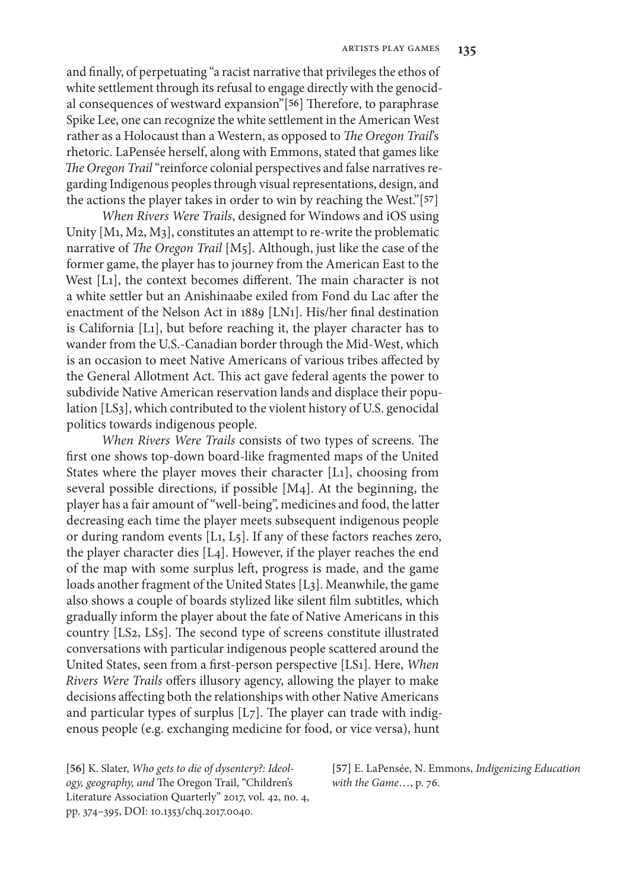and finally, of perpetuating "a racist narrative that privileges the ethos of white settlement through its refusal to engage directly with the genocidal consequences of westward expansion"[56] Therefore, to paraphrase Spike Lee, one can recognize the white settlement in the American West rather as a Holocaust than a Western, as opposed to *The Oregon Trail*'s rhetoric. LaPensée herself, along with Emmons, stated that games like *The Oregon Trail* "reinforce colonial perspectives and false narratives regarding Indigenous peoples through visual representations, design, and the actions the player takes in order to win by reaching the West."[57]

*When Rivers Were Trails*, designed for Windows and iOS using Unity [M1, M2, M3], constitutes an attempt to re-write the problematic narrative of *The Oregon Trail* [M5]. Although, just like the case of the former game, the player has to journey from the American East to the West [L1], the context becomes different. The main character is not a white settler but an Anishinaabe exiled from Fond du Lac after the enactment of the Nelson Act in 1889 [LN1]. His/her final destination is California [L1], but before reaching it, the player character has to wander from the U.S.-Canadian border through the Mid-West, which is an occasion to meet Native Americans of various tribes affected by the General Allotment Act. This act gave federal agents the power to subdivide Native American reservation lands and displace their population [LS3], which contributed to the violent history of U.S. genocidal politics towards indigenous people.

*When Rivers Were Trails* consists of two types of screens. The first one shows top-down board-like fragmented maps of the United States where the player moves their character [L1], choosing from several possible directions, if possible [M4]. At the beginning, the player has a fair amount of "well-being", medicines and food, the latter decreasing each time the player meets subsequent indigenous people or during random events [L1, L5]. If any of these factors reaches zero, the player character dies [L4]. However, if the player reaches the end of the map with some surplus left, progress is made, and the game loads another fragment of the United States [L3]. Meanwhile, the game also shows a couple of boards stylized like silent film subtitles, which gradually inform the player about the fate of Native Americans in this country [LS2, LS5]. The second type of screens constitute illustrated conversations with particular indigenous people scattered around the United States, seen from a first-person perspective [LS1]. Here, *When Rivers Were Trails* offers illusory agency, allowing the player to make decisions affecting both the relationships with other Native Americans and particular types of surplus [L7]. The player can trade with indigenous people (e.g. exchanging medicine for food, or vice versa), hunt

[56] K. Slater, *Who gets to die of dysentery?: Ideology, geography, and* The Oregon Trail, "Children's Literature Association Quarterly" 2017, vol. 42, no. 4, pp. 374–395, DOI: 10.1353/chq.2017.0040.

[57] E. LaPensée, N. Emmons, *Indigenizing Education with the Game*…, p. 76.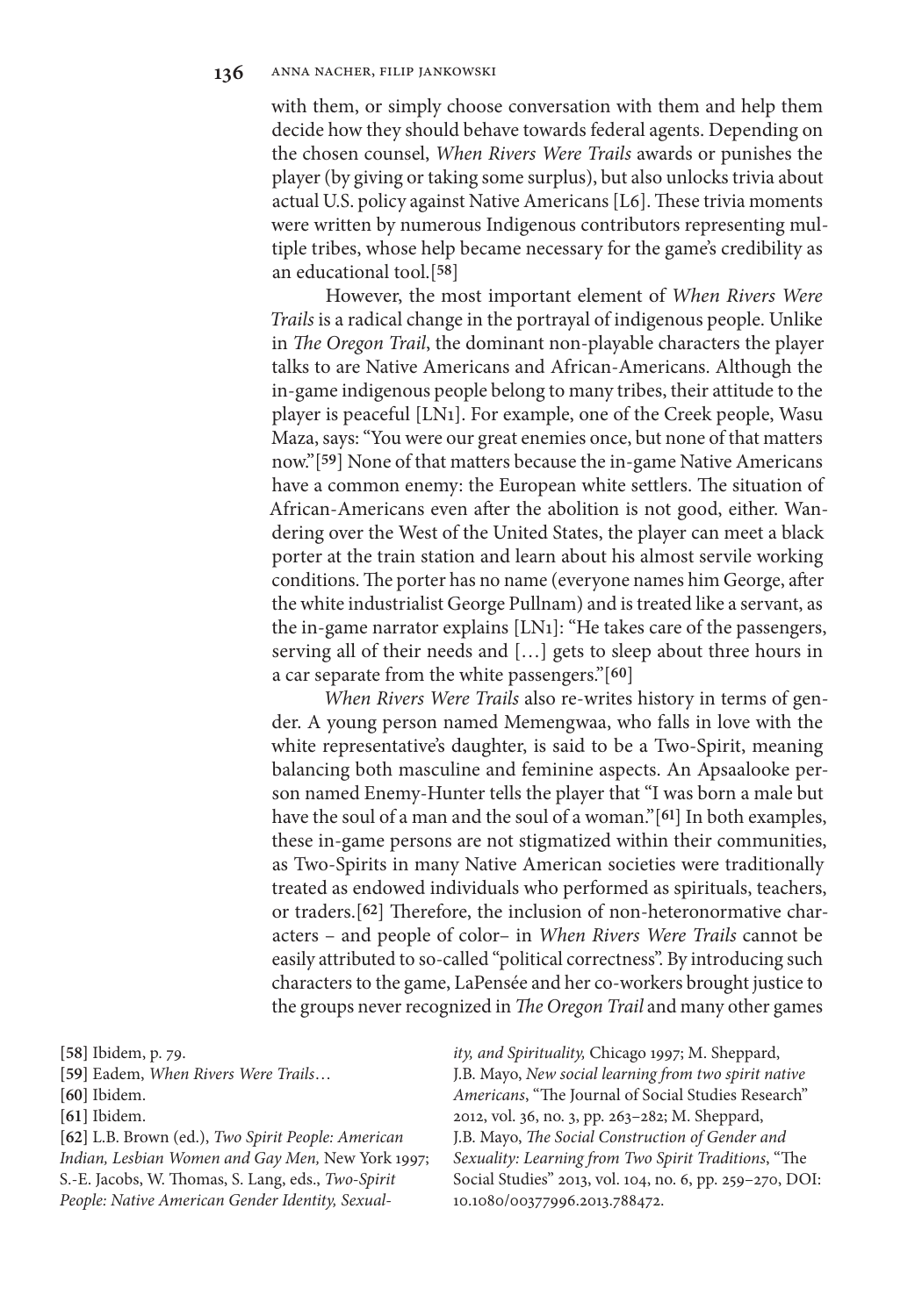with them, or simply choose conversation with them and help them decide how they should behave towards federal agents. Depending on the chosen counsel, *When Rivers Were Trails* awards or punishes the player (by giving or taking some surplus), but also unlocks trivia about actual U.S. policy against Native Americans [L6]. These trivia moments were written by numerous Indigenous contributors representing multiple tribes, whose help became necessary for the game's credibility as an educational tool.[58]

However, the most important element of *When Rivers Were Trails* is a radical change in the portrayal of indigenous people. Unlike in *The Oregon Trail*, the dominant non-playable characters the player talks to are Native Americans and African-Americans. Although the in-game indigenous people belong to many tribes, their attitude to the player is peaceful [LN1]. For example, one of the Creek people, Wasu Maza, says: "You were our great enemies once, but none of that matters now."[59] None of that matters because the in-game Native Americans have a common enemy: the European white settlers. The situation of African-Americans even after the abolition is not good, either. Wandering over the West of the United States, the player can meet a black porter at the train station and learn about his almost servile working conditions. The porter has no name (everyone names him George, after the white industrialist George Pullnam) and is treated like a servant, as the in-game narrator explains [LN1]: "He takes care of the passengers, serving all of their needs and […] gets to sleep about three hours in a car separate from the white passengers."[60]

*When Rivers Were Trails* also re-writes history in terms of gender. A young person named Memengwaa, who falls in love with the white representative's daughter, is said to be a Two-Spirit, meaning balancing both masculine and feminine aspects. An Apsaalooke person named Enemy-Hunter tells the player that "I was born a male but have the soul of a man and the soul of a woman."[61] In both examples, these in-game persons are not stigmatized within their communities, as Two-Spirits in many Native American societies were traditionally treated as endowed individuals who performed as spirituals, teachers, or traders.[62] Therefore, the inclusion of non-heteronormative characters – and people of color– in *When Rivers Were Trails* cannot be easily attributed to so-called "political correctness". By introducing such characters to the game, LaPensée and her co-workers brought justice to the groups never recognized in *The Oregon Trail* and many other games

---

[58] Ibidem, p. 79.

[59] Eadem, *When Rivers Were Trails*…

[60] Ibidem.

[61] Ibidem.

[62] L.B. Brown (ed.), *Two Spirit People: American Indian, Lesbian Women and Gay Men,* New York 1997; S.-E. Jacobs, W. Thomas, S. Lang, eds., *Two-Spirit People: Native American Gender Identity, Sexuality, and Spirituality,* Chicago 1997; M. Sheppard, J.B. Mayo, *New social learning from two spirit native Americans*, "The Journal of Social Studies Research" 2012, vol. 36, no. 3, pp. 263–282; M. Sheppard, J.B. Mayo, *The Social Construction of Gender and Sexuality: Learning from Two Spirit Traditions*, "The Social Studies" 2013, vol. 104, no. 6, pp. 259–270, DOI: 10.1080/00377996.2013.788472.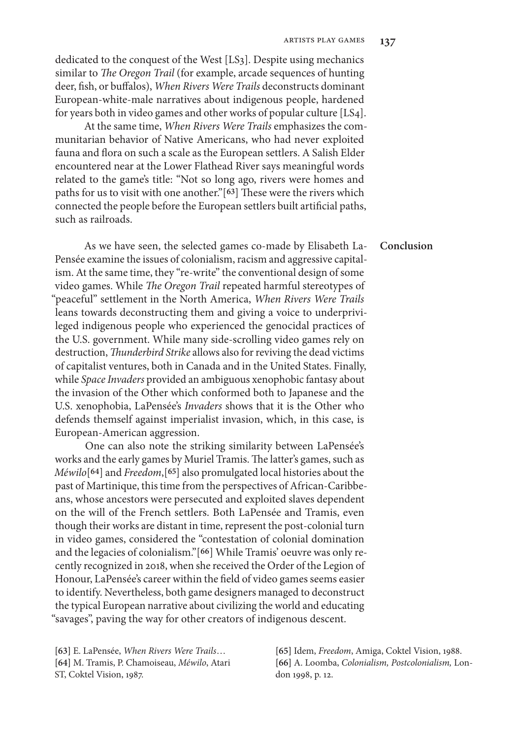dedicated to the conquest of the West [LS3]. Despite using mechanics similar to *The Oregon Trail* (for example, arcade sequences of hunting deer, fish, or buffalos), *When Rivers Were Trails* deconstructs dominant European-white-male narratives about indigenous people, hardened for years both in video games and other works of popular culture [LS4].

At the same time, *When Rivers Were Trails* emphasizes the communitarian behavior of Native Americans, who had never exploited fauna and flora on such a scale as the European settlers. A Salish Elder encountered near at the Lower Flathead River says meaningful words related to the game's title: "Not so long ago, rivers were homes and paths for us to visit with one another."[63] These were the rivers which connected the people before the European settlers built artificial paths, such as railroads.

## Conclusion

As we have seen, the selected games co-made by Elisabeth LaPensée examine the issues of colonialism, racism and aggressive capitalism. At the same time, they "re-write" the conventional design of some video games. While *The Oregon Trail* repeated harmful stereotypes of "peaceful" settlement in the North America, *When Rivers Were Trails* leans towards deconstructing them and giving a voice to underprivileged indigenous people who experienced the genocidal practices of the U.S. government. While many side-scrolling video games rely on destruction, *Thunderbird Strike* allows also for reviving the dead victims of capitalist ventures, both in Canada and in the United States. Finally, while *Space Invaders* provided an ambiguous xenophobic fantasy about the invasion of the Other which conformed both to Japanese and the U.S. xenophobia, LaPensée's *Invaders* shows that it is the Other who defends themself against imperialist invasion, which, in this case, is European-American aggression.

One can also note the striking similarity between LaPensée's works and the early games by Muriel Tramis. The latter's games, such as *Méwilo*[64] and *Freedom*,[65] also promulgated local histories about the past of Martinique, this time from the perspectives of African-Caribbeans, whose ancestors were persecuted and exploited slaves dependent on the will of the French settlers. Both LaPensée and Tramis, even though their works are distant in time, represent the post-colonial turn in video games, considered the "contestation of colonial domination and the legacies of colonialism."[66] While Tramis' oeuvre was only recently recognized in 2018, when she received the Order of the Legion of Honour, LaPensée's career within the field of video games seems easier to identify. Nevertheless, both game designers managed to deconstruct the typical European narrative about civilizing the world and educating "savages", paving the way for other creators of indigenous descent.

[63] E. LaPensée, *When Rivers Were Trails*…
[64] M. Tramis, P. Chamoiseau, *Méwilo*, Atari ST, Coktel Vision, 1987.
[65] Idem, *Freedom*, Amiga, Coktel Vision, 1988.
[66] A. Loomba, *Colonialism, Postcolonialism,* London 1998, p. 12.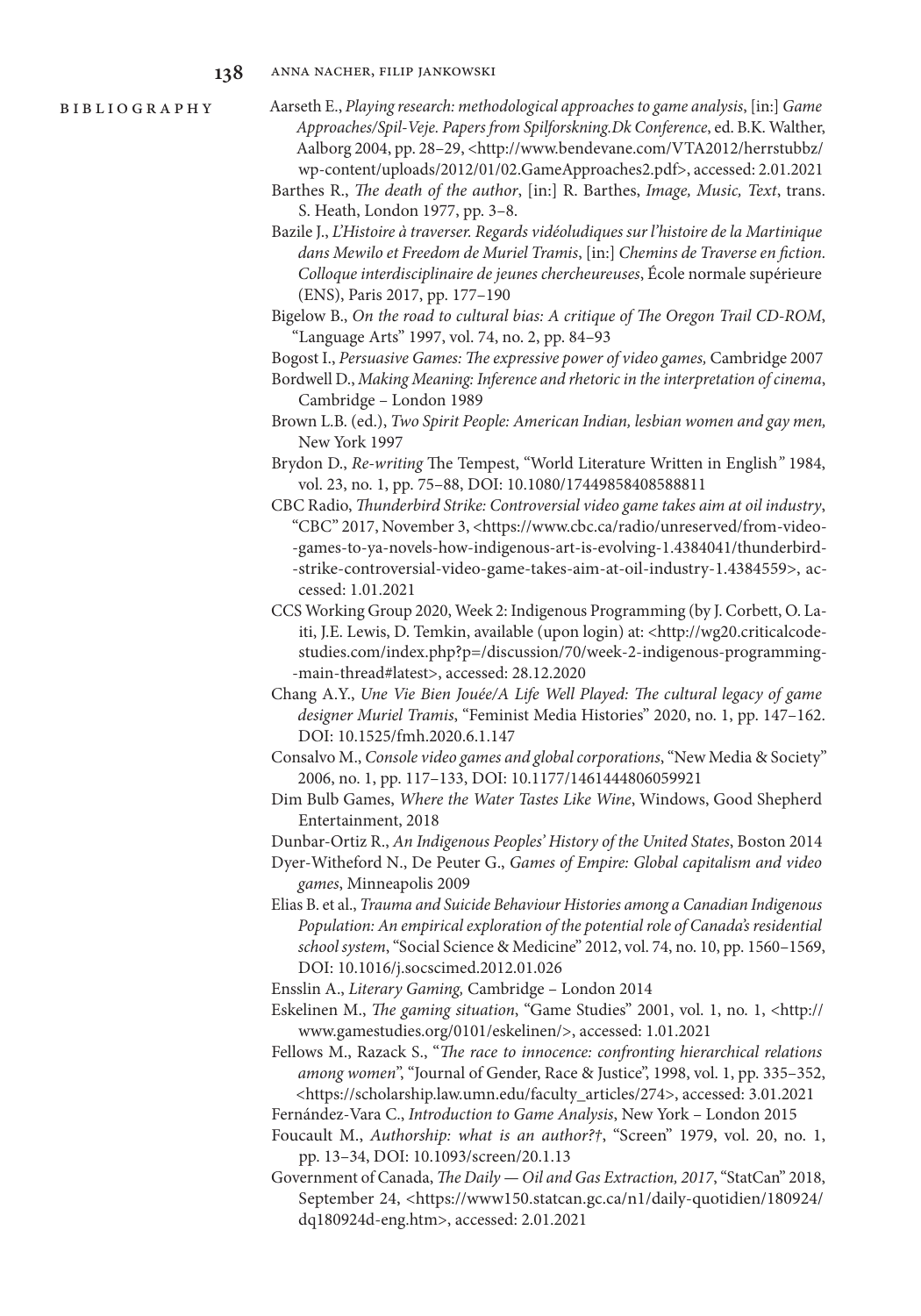## Bibliography

Aarseth E., *Playing research: methodological approaches to game analysis*, [in:] *Game Approaches/Spil-Veje. Papers from Spilforskning.Dk Conference*, ed. B.K. Walther, Aalborg 2004, pp. 28–29, <http://www.bendevane.com/VTA2012/herrstubbz/wp-content/uploads/2012/01/02.GameApproaches2.pdf>, accessed: 2.01.2021

Barthes R., *The death of the author*, [in:] R. Barthes, *Image, Music, Text*, trans. S. Heath, London 1977, pp. 3–8.

Bazile J., *L'Histoire à traverser. Regards vidéoludiques sur l'histoire de la Martinique dans Mewilo et Freedom de Muriel Tramis*, [in:] *Chemins de Traverse en fiction. Colloque interdisciplinaire de jeunes chercheureuses*, École normale supérieure (ENS), Paris 2017, pp. 177–190

Bigelow B., *On the road to cultural bias: A critique of The Oregon Trail CD-ROM*, "Language Arts" 1997, vol. 74, no. 2, pp. 84–93

Bogost I., *Persuasive Games: The expressive power of video games,* Cambridge 2007

Bordwell D., *Making Meaning: Inference and rhetoric in the interpretation of cinema*, Cambridge – London 1989

Brown L.B. (ed.), *Two Spirit People: American Indian, lesbian women and gay men,* New York 1997

Brydon D., *Re-writing* The Tempest, "World Literature Written in English*"* 1984, vol. 23, no. 1, pp. 75–88, DOI: 10.1080/17449858408588811

CBC Radio, *Thunderbird Strike: Controversial video game takes aim at oil industry*, "CBC" 2017, November 3, <https://www.cbc.ca/radio/unreserved/from-video-games-to-ya-novels-how-indigenous-art-is-evolving-1.4384041/thunderbird-strike-controversial-video-game-takes-aim-at-oil-industry-1.4384559>, accessed: 1.01.2021

CCS Working Group 2020, Week 2: Indigenous Programming (by J. Corbett, O. Laiti, J.E. Lewis, D. Temkin, available (upon login) at: <http://wg20.criticalcodestudies.com/index.php?p=/discussion/70/week-2-indigenous-programming-main-thread#latest>, accessed: 28.12.2020

Chang A.Y., *Une Vie Bien Jouée/A Life Well Played: The cultural legacy of game designer Muriel Tramis*, "Feminist Media Histories" 2020, no. 1, pp. 147–162. DOI: 10.1525/fmh.2020.6.1.147

Consalvo M., *Console video games and global corporations*, "New Media & Society" 2006, no. 1, pp. 117–133, DOI: 10.1177/1461444806059921

Dim Bulb Games, *Where the Water Tastes Like Wine*, Windows, Good Shepherd Entertainment, 2018

Dunbar-Ortiz R., *An Indigenous Peoples' History of the United States*, Boston 2014

Dyer-Witheford N., De Peuter G., *Games of Empire: Global capitalism and video games*, Minneapolis 2009

Elias B. et al., *Trauma and Suicide Behaviour Histories among a Canadian Indigenous Population: An empirical exploration of the potential role of Canada's residential school system*, "Social Science & Medicine" 2012, vol. 74, no. 10, pp. 1560–1569, DOI: 10.1016/j.socscimed.2012.01.026

Ensslin A., *Literary Gaming,* Cambridge – London 2014

Eskelinen M., *The gaming situation*, "Game Studies" 2001, vol. 1, no. 1, <http://www.gamestudies.org/0101/eskelinen/>, accessed: 1.01.2021

Fellows M., Razack S., "*The race to innocence: confronting hierarchical relations among women*", "Journal of Gender, Race & Justice", 1998, vol. 1, pp. 335–352, <https://scholarship.law.umn.edu/faculty_articles/274>, accessed: 3.01.2021

Fernández-Vara C., *Introduction to Game Analysis*, New York – London 2015

Foucault M., *Authorship: what is an author?†*, "Screen" 1979, vol. 20, no. 1, pp. 13–34, DOI: 10.1093/screen/20.1.13

Government of Canada, *The Daily — Oil and Gas Extraction, 2017*, "StatCan" 2018, September 24, <https://www150.statcan.gc.ca/n1/daily-quotidien/180924/dq180924d-eng.htm>, accessed: 2.01.2021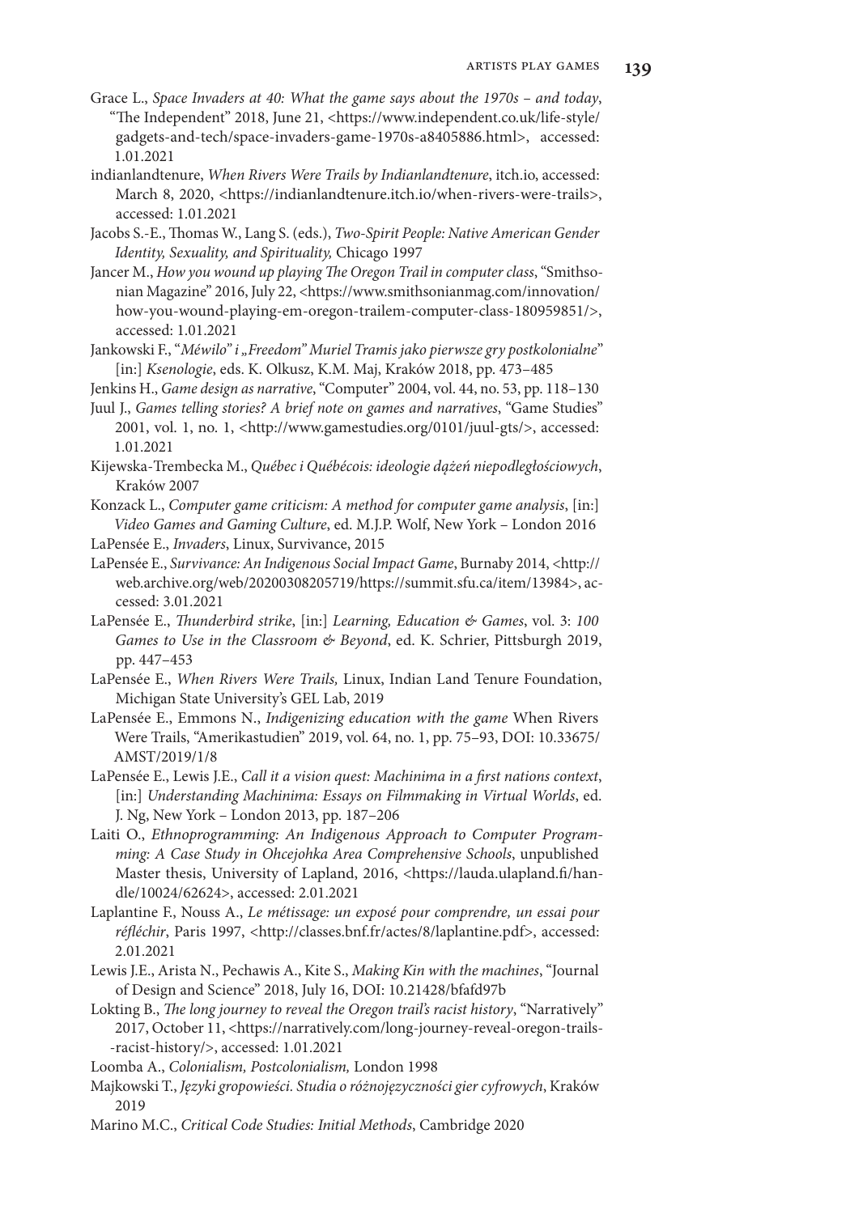Grace L., *Space Invaders at 40: What the game says about the 1970s – and today*, "The Independent" 2018, June 21, <https://www.independent.co.uk/life-style/gadgets-and-tech/space-invaders-game-1970s-a8405886.html>, accessed: 1.01.2021

indianlandtenure, *When Rivers Were Trails by Indianlandtenure*, itch.io, accessed: March 8, 2020, <https://indianlandtenure.itch.io/when-rivers-were-trails>, accessed: 1.01.2021

Jacobs S.-E., Thomas W., Lang S. (eds.), *Two-Spirit People: Native American Gender Identity, Sexuality, and Spirituality,* Chicago 1997

Jancer M., *How you wound up playing The Oregon Trail in computer class*, "Smithsonian Magazine" 2016, July 22, <https://www.smithsonianmag.com/innovation/how-you-wound-playing-em-oregon-trailem-computer-class-180959851/>, accessed: 1.01.2021

Jankowski F., "*Méwilo" i „Freedom" Muriel Tramis jako pierwsze gry postkolonialne*" [in:] *Ksenologie*, eds. K. Olkusz, K.M. Maj, Kraków 2018, pp. 473–485

Jenkins H., *Game design as narrative*, "Computer" 2004, vol. 44, no. 53, pp. 118–130

Juul J., *Games telling stories? A brief note on games and narratives*, "Game Studies" 2001, vol. 1, no. 1, <http://www.gamestudies.org/0101/juul-gts/>, accessed: 1.01.2021

Kijewska-Trembecka M., *Québec i Québécois: ideologie dążeń niepodległościowych*, Kraków 2007

Konzack L., *Computer game criticism: A method for computer game analysis*, [in:] *Video Games and Gaming Culture*, ed. M.J.P. Wolf, New York – London 2016

LaPensée E., *Invaders*, Linux, Survivance, 2015

LaPensée E., *Survivance: An Indigenous Social Impact Game*, Burnaby 2014, <http://web.archive.org/web/20200308205719/https://summit.sfu.ca/item/13984>, accessed: 3.01.2021

LaPensée E., *Thunderbird strike*, [in:] *Learning, Education & Games*, vol. 3: *100 Games to Use in the Classroom & Beyond*, ed. K. Schrier, Pittsburgh 2019, pp. 447–453

LaPensée E., *When Rivers Were Trails,* Linux, Indian Land Tenure Foundation, Michigan State University's GEL Lab, 2019

LaPensée E., Emmons N., *Indigenizing education with the game* When Rivers Were Trails, "Amerikastudien" 2019, vol. 64, no. 1, pp. 75–93, DOI: 10.33675/AMST/2019/1/8

LaPensée E., Lewis J.E., *Call it a vision quest: Machinima in a first nations context*, [in:] *Understanding Machinima: Essays on Filmmaking in Virtual Worlds*, ed. J. Ng, New York – London 2013, pp. 187–206

Laiti O., *Ethnoprogramming: An Indigenous Approach to Computer Programming: A Case Study in Ohcejohka Area Comprehensive Schools*, unpublished Master thesis, University of Lapland, 2016, <https://lauda.ulapland.fi/handle/10024/62624>, accessed: 2.01.2021

Laplantine F., Nouss A., *Le métissage: un exposé pour comprendre, un essai pour réfléchir*, Paris 1997, <http://classes.bnf.fr/actes/8/laplantine.pdf>, accessed: 2.01.2021

Lewis J.E., Arista N., Pechawis A., Kite S., *Making Kin with the machines*, "Journal of Design and Science" 2018, July 16, DOI: 10.21428/bfafd97b

Lokting B., *The long journey to reveal the Oregon trail's racist history*, "Narratively" 2017, October 11, <https://narratively.com/long-journey-reveal-oregon-trails--racist-history/>, accessed: 1.01.2021

Loomba A., *Colonialism, Postcolonialism,* London 1998

Majkowski T., *Języki gropowieści. Studia o różnojęzyczności gier cyfrowych*, Kraków 2019

Marino M.C., *Critical Code Studies: Initial Methods*, Cambridge 2020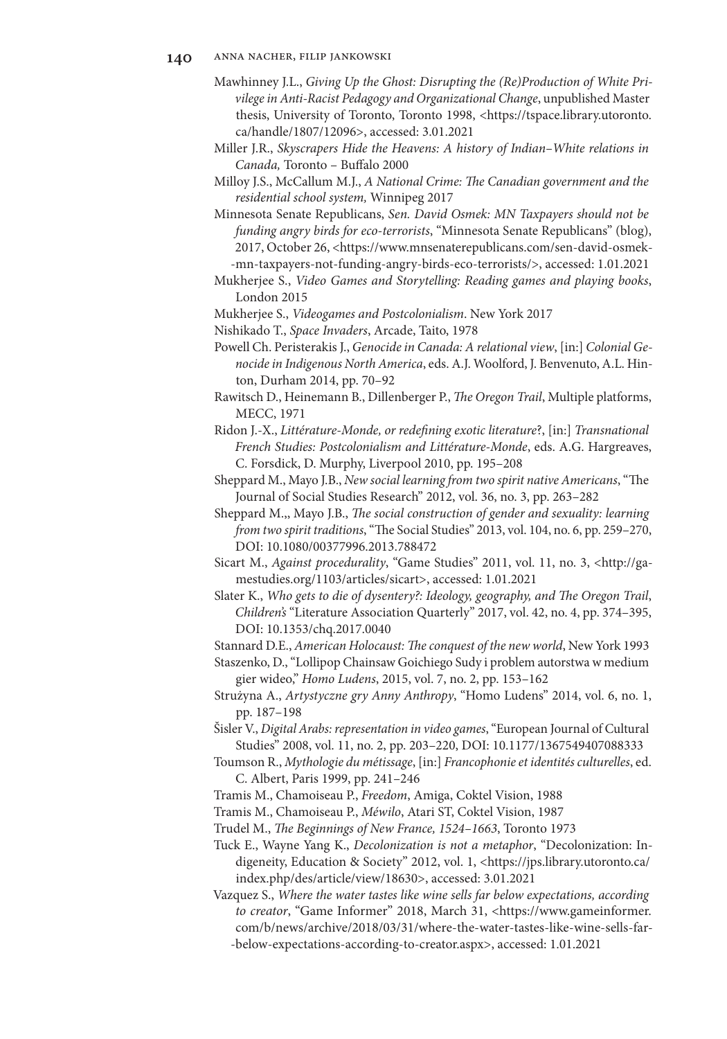Mawhinney J.L., *Giving Up the Ghost: Disrupting the (Re)Production of White Privilege in Anti-Racist Pedagogy and Organizational Change*, unpublished Master thesis, University of Toronto, Toronto 1998, <https://tspace.library.utoronto.ca/handle/1807/12096>, accessed: 3.01.2021

Miller J.R., *Skyscrapers Hide the Heavens: A history of Indian–White relations in Canada,* Toronto – Buffalo 2000

Milloy J.S., McCallum M.J., *A National Crime: The Canadian government and the residential school system,* Winnipeg 2017

Minnesota Senate Republicans, *Sen. David Osmek: MN Taxpayers should not be funding angry birds for eco-terrorists*, "Minnesota Senate Republicans" (blog), 2017, October 26, <https://www.mnsenaterepublicans.com/sen-david-osmek--mn-taxpayers-not-funding-angry-birds-eco-terrorists/>, accessed: 1.01.2021

Mukherjee S., *Video Games and Storytelling: Reading games and playing books*, London 2015

Mukherjee S., *Videogames and Postcolonialism*. New York 2017

Nishikado T., *Space Invaders*, Arcade, Taito, 1978

Powell Ch. Peristerakis J., *Genocide in Canada: A relational view*, [in:] *Colonial Genocide in Indigenous North America*, eds. A.J. Woolford, J. Benvenuto, A.L. Hinton, Durham 2014, pp. 70–92

Rawitsch D., Heinemann B., Dillenberger P., *The Oregon Trail*, Multiple platforms, MECC, 1971

Ridon J.-X., *Littérature-Monde, or redefining exotic literature*?, [in:] *Transnational French Studies: Postcolonialism and Littérature-Monde*, eds. A.G. Hargreaves, C. Forsdick, D. Murphy, Liverpool 2010, pp. 195–208

Sheppard M., Mayo J.B., *New social learning from two spirit native Americans*, "The Journal of Social Studies Research" 2012, vol. 36, no. 3, pp. 263–282

Sheppard M.,, Mayo J.B., *The social construction of gender and sexuality: learning from two spirit traditions*, "The Social Studies" 2013, vol. 104, no. 6, pp. 259–270, DOI: 10.1080/00377996.2013.788472

Sicart M., *Against procedurality*, "Game Studies" 2011, vol. 11, no. 3, <http://gamestudies.org/1103/articles/sicart>, accessed: 1.01.2021

Slater K., *Who gets to die of dysentery?: Ideology, geography, and The Oregon Trail*, *Children's* "Literature Association Quarterly" 2017, vol. 42, no. 4, pp. 374–395, DOI: 10.1353/chq.2017.0040

Stannard D.E., *American Holocaust: The conquest of the new world*, New York 1993

Staszenko, D., "Lollipop Chainsaw Goichiego Sudy i problem autorstwa w medium gier wideo," *Homo Ludens*, 2015, vol. 7, no. 2, pp. 153–162

Strużyna A., *Artystyczne gry Anny Anthropy*, "Homo Ludens" 2014, vol. 6, no. 1, pp. 187–198

Šisler V., *Digital Arabs: representation in video games*, "European Journal of Cultural Studies" 2008, vol. 11, no. 2, pp. 203–220, DOI: 10.1177/1367549407088333

Toumson R., *Mythologie du métissage*, [in:] *Francophonie et identités culturelles*, ed. C. Albert, Paris 1999, pp. 241–246

Tramis M., Chamoiseau P., *Freedom*, Amiga, Coktel Vision, 1988

Tramis M., Chamoiseau P., *Méwilo*, Atari ST, Coktel Vision, 1987

Trudel M., *The Beginnings of New France, 1524–1663*, Toronto 1973

Tuck E., Wayne Yang K., *Decolonization is not a metaphor*, "Decolonization: Indigeneity, Education & Society" 2012, vol. 1, <https://jps.library.utoronto.ca/index.php/des/article/view/18630>, accessed: 3.01.2021

Vazquez S., *Where the water tastes like wine sells far below expectations, according to creator*, "Game Informer" 2018, March 31, <https://www.gameinformer.com/b/news/archive/2018/03/31/where-the-water-tastes-like-wine-sells-far--below-expectations-according-to-creator.aspx>, accessed: 1.01.2021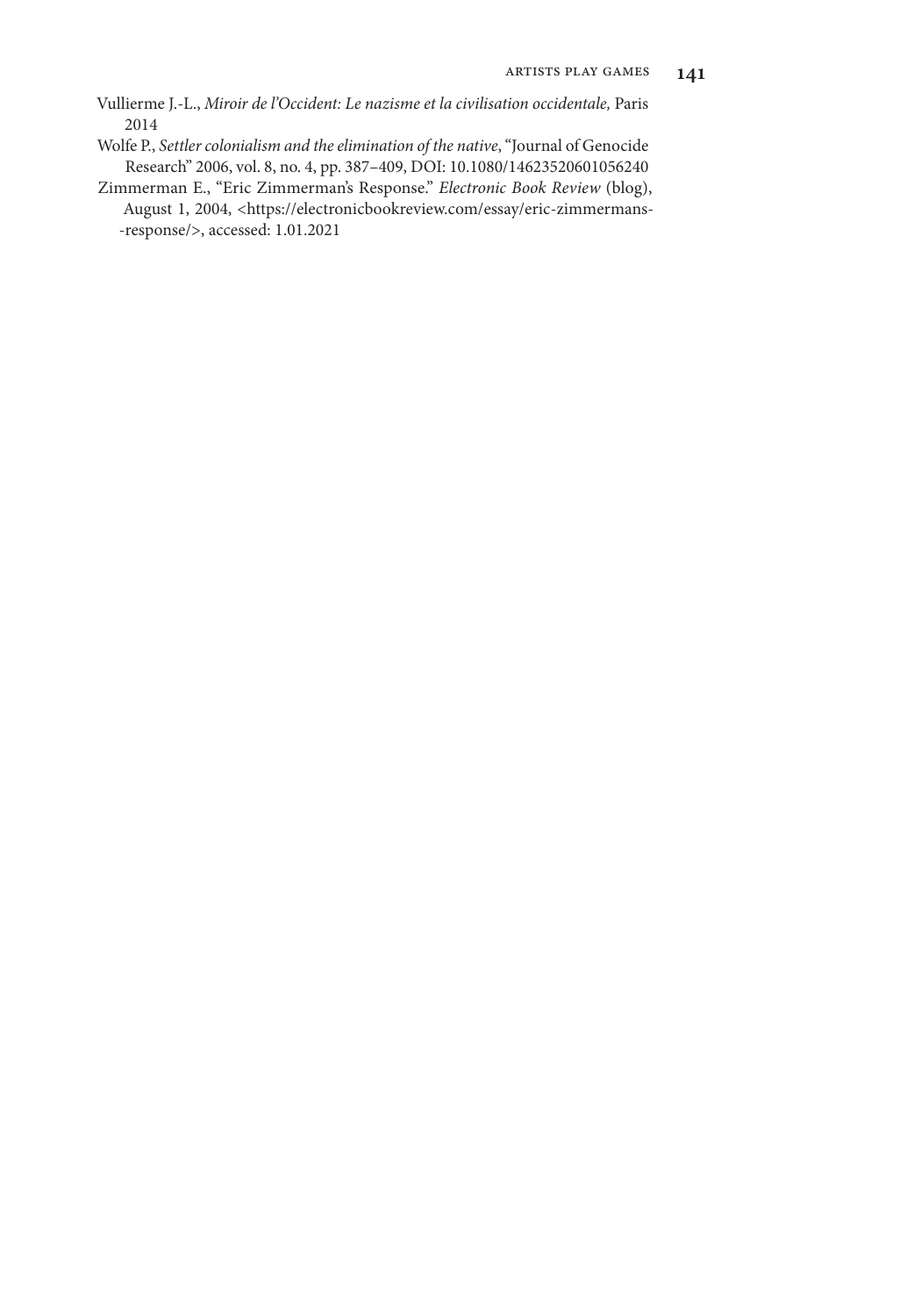Vullierme J.-L., *Miroir de l'Occident: Le nazisme et la civilisation occidentale,* Paris 2014

Wolfe P., *Settler colonialism and the elimination of the native*, "Journal of Genocide Research" 2006, vol. 8, no. 4, pp. 387–409, DOI: 10.1080/14623520601056240

Zimmerman E., "Eric Zimmerman's Response." *Electronic Book Review* (blog), August 1, 2004, <https://electronicbookreview.com/essay/eric-zimmermans--response/>, accessed: 1.01.2021